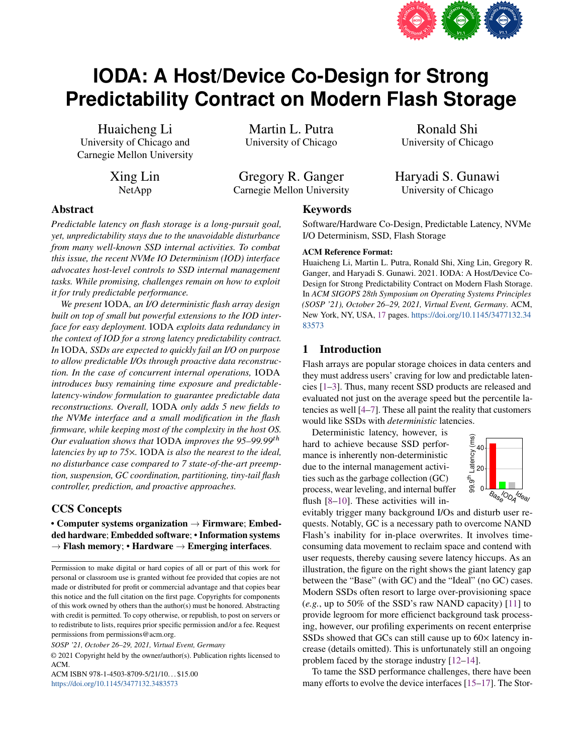# IODA: A Host/Device Co-Design for Strong Predictability Contract on Modern Flash Storage

Huaicheng Li
University of Chicago and Carnegie Mellon University

Martin L. Putra
University of Chicago

Ronald Shi
University of Chicago

Xing Lin
NetApp

Gregory R. Ganger
Carnegie Mellon University

Haryadi S. Gunawi
University of Chicago

## Abstract

*Predictable latency on flash storage is a long-pursuit goal, yet, unpredictability stays due to the unavoidable disturbance from many well-known SSD internal activities. To combat this issue, the recent NVMe IO Determinism (IOD) interface advocates host-level controls to SSD internal management tasks. While promising, challenges remain on how to exploit it for truly predictable performance.*

*We present* IODA*, an I/O deterministic flash array design built on top of small but powerful extensions to the IOD interface for easy deployment.* IODA *exploits data redundancy in the context of IOD for a strong latency predictability contract. In* IODA*, SSDs are expected to quickly fail an I/O on purpose to allow predictable I/Os through proactive data reconstruction. In the case of concurrent internal operations,* IODA *introduces busy remaining time exposure and predictable-latency-window formulation to guarantee predictable data reconstructions. Overall,* IODA *only adds 5 new fields to the NVMe interface and a small modification in the flash firmware, while keeping most of the complexity in the host OS. Our evaluation shows that* IODA *improves the 95–99.99$^{th}$ latencies by up to 75×.* IODA *is also the nearest to the ideal, no disturbance case compared to 7 state-of-the-art preemption, suspension, GC coordination, partitioning, tiny-tail flash controller, prediction, and proactive approaches.*

## CCS Concepts

• **Computer systems organization** → **Firmware**; **Embedded hardware**; **Embedded software**; • **Information systems** → **Flash memory**; • **Hardware** → **Emerging interfaces**.

Permission to make digital or hard copies of all or part of this work for personal or classroom use is granted without fee provided that copies are not made or distributed for profit or commercial advantage and that copies bear this notice and the full citation on the first page. Copyrights for components of this work owned by others than the author(s) must be honored. Abstracting with credit is permitted. To copy otherwise, or republish, to post on servers or to redistribute to lists, requires prior specific permission and/or a fee. Request permissions from permissions@acm.org.

*SOSP '21, October 26–29, 2021, Virtual Event, Germany*

© 2021 Copyright held by the owner/author(s). Publication rights licensed to ACM.

ACM ISBN 978-1-4503-8709-5/21/10...$15.00

https://doi.org/10.1145/3477132.3483573

## Keywords

Software/Hardware Co-Design, Predictable Latency, NVMe I/O Determinism, SSD, Flash Storage

**ACM Reference Format:**

Huaicheng Li, Martin L. Putra, Ronald Shi, Xing Lin, Gregory R. Ganger, and Haryadi S. Gunawi. 2021. IODA: A Host/Device Co-Design for Strong Predictability Contract on Modern Flash Storage. In *ACM SIGOPS 28th Symposium on Operating Systems Principles (SOSP '21), October 26–29, 2021, Virtual Event, Germany.* ACM, New York, NY, USA, 17 pages. https://doi.org/10.1145/3477132.3483573

## 1 Introduction

Flash arrays are popular storage choices in data centers and they must address users' craving for low and predictable latencies [1–3]. Thus, many recent SSD products are released and evaluated not just on the average speed but the percentile latencies as well [4–7]. These all paint the reality that customers would like SSDs with *deterministic* latencies.

Deterministic latency, however, is hard to achieve because SSD performance is inherently non-deterministic due to the internal management activities such as the garbage collection (GC) process, wear leveling, and internal buffer flush [8–10]. These activities will inevitably trigger many background I/Os and disturb user requests. Notably, GC is a necessary path to overcome NAND Flash's inability for in-place overwrites. It involves time-consuming data movement to reclaim space and contend with user requests, thereby causing severe latency hiccups. As an illustration, the figure on the right shows the giant latency gap between the "Base" (with GC) and the "Ideal" (no GC) cases. Modern SSDs often resort to large over-provisioning space (*e.g.*, up to 50% of the SSD's raw NAND capacity) [11] to provide legroom for more efficienct background task processing, however, our profiling experiments on recent enterprise SSDs showed that GCs can still cause up to 60× latency increase (details omitted). This is unfortunately still an ongoing problem faced by the storage industry [12–14].

To tame the SSD performance challenges, there have been many efforts to evolve the device interfaces [15–17]. The Stor-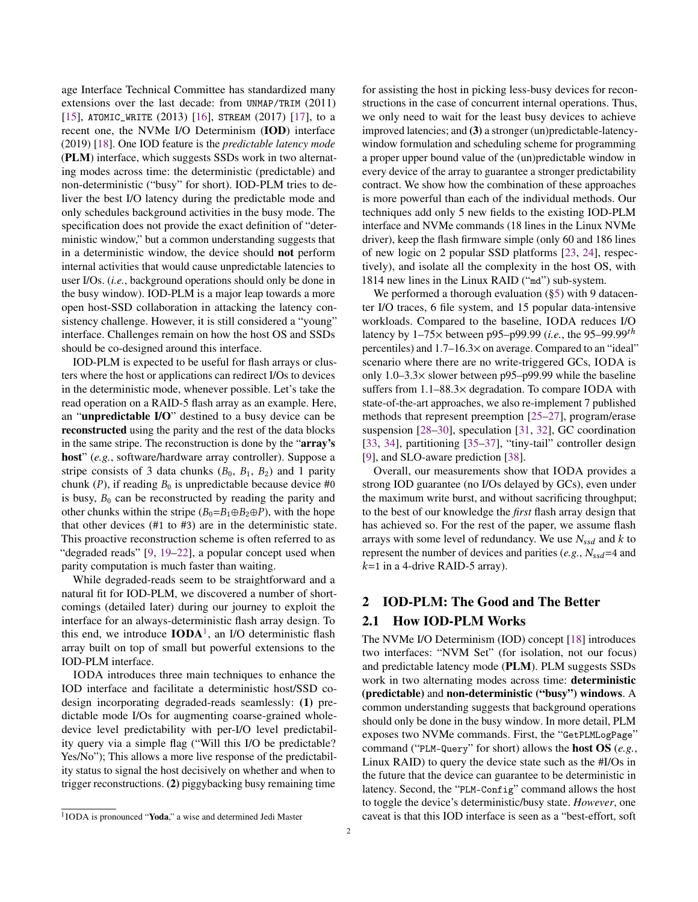age Interface Technical Committee has standardized many extensions over the last decade: from `UNMAP/TRIM` (2011) [15], `ATOMIC_WRITE` (2013) [16], `STREAM` (2017) [17], to a recent one, the NVMe I/O Determinism (**IOD**) interface (2019) [18]. One IOD feature is the *predictable latency mode* (**PLM**) interface, which suggests SSDs work in two alternating modes across time: the deterministic (predictable) and non-deterministic ("busy" for short). IOD-PLM tries to deliver the best I/O latency during the predictable mode and only schedules background activities in the busy mode. The specification does not provide the exact definition of "deterministic window," but a common understanding suggests that in a deterministic window, the device should **not** perform internal activities that would cause unpredictable latencies to user I/Os. (*i.e.*, background operations should only be done in the busy window). IOD-PLM is a major leap towards a more open host-SSD collaboration in attacking the latency consistency challenge. However, it is still considered a "young" interface. Challenges remain on how the host OS and SSDs should be co-designed around this interface.

IOD-PLM is expected to be useful for flash arrays or clusters where the host or applications can redirect I/Os to devices in the deterministic mode, whenever possible. Let's take the read operation on a RAID-5 flash array as an example. Here, an "**unpredictable I/O**" destined to a busy device can be **reconstructed** using the parity and the rest of the data blocks in the same stripe. The reconstruction is done by the "**array's host**" (*e.g.*, software/hardware array controller). Suppose a stripe consists of 3 data chunks ($B_0$, $B_1$, $B_2$) and 1 parity chunk ($P$), if reading $B_0$ is unpredictable because device #0 is busy, $B_0$ can be reconstructed by reading the parity and other chunks within the stripe ($B_0$=$B_1 \oplus B_2 \oplus P$), with the hope that other devices (#1 to #3) are in the deterministic state. This proactive reconstruction scheme is often referred to as "degraded reads" [9, 19–22], a popular concept used when parity computation is much faster than waiting.

While degraded-reads seem to be straightforward and a natural fit for IOD-PLM, we discovered a number of shortcomings (detailed later) during our journey to exploit the interface for an always-deterministic flash array design. To this end, we introduce **IODA**[1], an I/O deterministic flash array built on top of small but powerful extensions to the IOD-PLM interface.

IODA introduces three main techniques to enhance the IOD interface and facilitate a deterministic host/SSD co-design incorporating degraded-reads seamlessly: **(1)** predictable mode I/Os for augmenting coarse-grained whole-device level predictability with per-I/O level predictability query via a simple flag ("Will this I/O be predictable? Yes/No"); This allows a more live response of the predictability status to signal the host decisively on whether and when to trigger reconstructions. **(2)** piggybacking busy remaining time for assisting the host in picking less-busy devices for reconstructions in the case of concurrent internal operations. Thus, we only need to wait for the least busy devices to achieve improved latencies; and **(3)** a stronger (un)predictable-latency-window formulation and scheduling scheme for programming a proper upper bound value of the (un)predictable window in every device of the array to guarantee a stronger predictability contract. We show how the combination of these approaches is more powerful than each of the individual methods. Our techniques add only 5 new fields to the existing IOD-PLM interface and NVMe commands (18 lines in the Linux NVMe driver), keep the flash firmware simple (only 60 and 186 lines of new logic on 2 popular SSD platforms [23, 24], respectively), and isolate all the complexity in the host OS, with 1814 new lines in the Linux RAID ("`md`") sub-system.

We performed a thorough evaluation (§5) with 9 datacenter I/O traces, 6 file system, and 15 popular data-intensive workloads. Compared to the baseline, IODA reduces I/O latency by 1–75× between p95–p99.99 (*i.e.*, the 95–99.99$^{th}$ percentiles) and 1.7–16.3× on average. Compared to an "ideal" scenario where there are no write-triggered GCs, IODA is only 1.0–3.3× slower between p95–p99.99 while the baseline suffers from 1.1–88.3× degradation. To compare IODA with state-of-the-art approaches, we also re-implement 7 published methods that represent preemption [25–27], program/erase suspension [28–30], speculation [31, 32], GC coordination [33, 34], partitioning [35–37], "tiny-tail" controller design [9], and SLO-aware prediction [38].

Overall, our measurements show that IODA provides a strong IOD guarantee (no I/Os delayed by GCs), even under the maximum write burst, and without sacrificing throughput; to the best of our knowledge the *first* flash array design that has achieved so. For the rest of the paper, we assume flash arrays with some level of redundancy. We use $N_{ssd}$ and $k$ to represent the number of devices and parities (*e.g.*, $N_{ssd}$=4 and $k$=1 in a 4-drive RAID-5 array).

## 2 IOD-PLM: The Good and The Better

### 2.1 How IOD-PLM Works

The NVMe I/O Determinism (IOD) concept [18] introduces two interfaces: "NVM Set" (for isolation, not our focus) and predictable latency mode (**PLM**). PLM suggests SSDs work in two alternating modes across time: **deterministic (predictable)** and **non-deterministic ("busy") windows**. A common understanding suggests that background operations should only be done in the busy window. In more detail, PLM exposes two NVMe commands. First, the "`GetPLMLogPage`" command ("`PLM-Query`" for short) allows the **host OS** (*e.g.*, Linux RAID) to query the device state such as the #I/Os in the future that the device can guarantee to be deterministic in latency. Second, the "`PLM-Config`" command allows the host to toggle the device's deterministic/busy state. *However*, one caveat is that this IOD interface is seen as a "best-effort, soft

[1] IODA is pronounced "**Yoda**," a wise and determined Jedi Master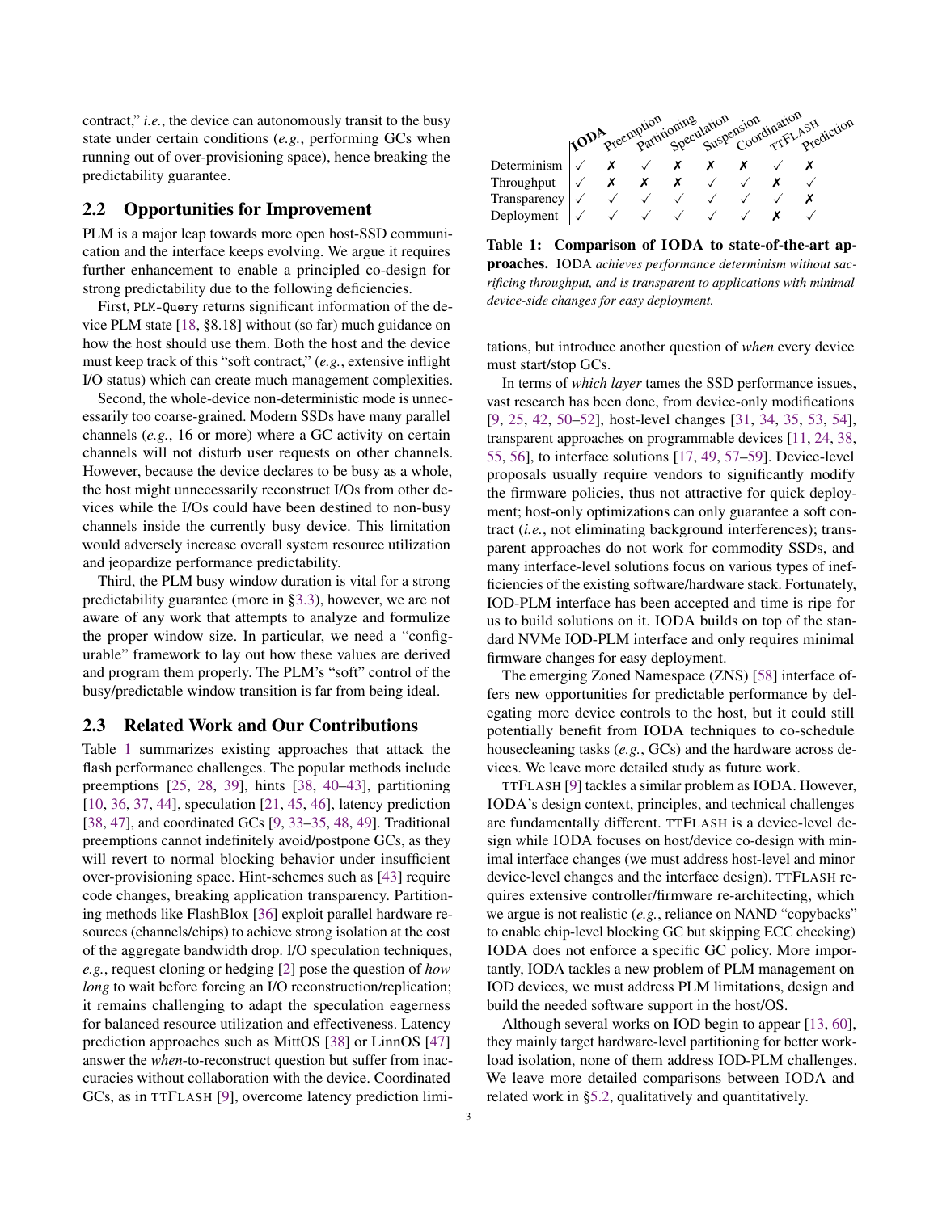contract," *i.e.*, the device can autonomously transit to the busy state under certain conditions (*e.g.*, performing GCs when running out of over-provisioning space), hence breaking the predictability guarantee.

## 2.2 Opportunities for Improvement

PLM is a major leap towards more open host-SSD communication and the interface keeps evolving. We argue it requires further enhancement to enable a principled co-design for strong predictability due to the following deficiencies.

First, `PLM-Query` returns significant information of the device PLM state [18, §8.18] without (so far) much guidance on how the host should use them. Both the host and the device must keep track of this "soft contract," (*e.g.*, extensive inflight I/O status) which can create much management complexities.

Second, the whole-device non-deterministic mode is unnecessarily too coarse-grained. Modern SSDs have many parallel channels (*e.g.*, 16 or more) where a GC activity on certain channels will not disturb user requests on other channels. However, because the device declares to be busy as a whole, the host might unnecessarily reconstruct I/Os from other devices while the I/Os could have been destined to non-busy channels inside the currently busy device. This limitation would adversely increase overall system resource utilization and jeopardize performance predictability.

Third, the PLM busy window duration is vital for a strong predictability guarantee (more in §3.3), however, we are not aware of any work that attempts to analyze and formulize the proper window size. In particular, we need a "configurable" framework to lay out how these values are derived and program them properly. The PLM's "soft" control of the busy/predictable window transition is far from being ideal.

## 2.3 Related Work and Our Contributions

Table 1 summarizes existing approaches that attack the flash performance challenges. The popular methods include preemptions [25, 28, 39], hints [38, 40–43], partitioning [10, 36, 37, 44], speculation [21, 45, 46], latency prediction [38, 47], and coordinated GCs [9, 33–35, 48, 49]. Traditional preemptions cannot indefinitely avoid/postpone GCs, as they will revert to normal blocking behavior under insufficient over-provisioning space. Hint-schemes such as [43] require code changes, breaking application transparency. Partitioning methods like FlashBlox [36] exploit parallel hardware resources (channels/chips) to achieve strong isolation at the cost of the aggregate bandwidth drop. I/O speculation techniques, *e.g.*, request cloning or hedging [2] pose the question of *how long* to wait before forcing an I/O reconstruction/replication; it remains challenging to adapt the speculation eagerness for balanced resource utilization and effectiveness. Latency prediction approaches such as MittOS [38] or LinnOS [47] answer the *when*-to-reconstruct question but suffer from inaccuracies without collaboration with the device. Coordinated GCs, as in TTFLASH [9], overcome latency prediction limitations, but introduce another question of *when* every device must start/stop GCs.

| | IODA | Preemption | Partitioning | Speculation | Suspension | Coordination | TTFLASH | Prediction |
|---|---|---|---|---|---|---|---|---|
| Determinism | ✓ | ✗ | ✓ | ✗ | ✗ | ✗ | ✓ | ✗ |
| Throughput | ✓ | ✗ | ✗ | ✗ | ✓ | ✓ | ✗ | ✓ |
| Transparency | ✓ | ✓ | ✓ | ✓ | ✓ | ✓ | ✓ | ✗ |
| Deployment | ✓ | ✓ | ✓ | ✓ | ✓ | ✓ | ✗ | ✓ |

**Table 1: Comparison of IODA to state-of-the-art approaches.** IODA *achieves performance determinism without sacrificing throughput, and is transparent to applications with minimal device-side changes for easy deployment.*

In terms of *which layer* tames the SSD performance issues, vast research has been done, from device-only modifications [9, 25, 42, 50–52], host-level changes [31, 34, 35, 53, 54], transparent approaches on programmable devices [11, 24, 38, 55, 56], to interface solutions [17, 49, 57–59]. Device-level proposals usually require vendors to significantly modify the firmware policies, thus not attractive for quick deployment; host-only optimizations can only guarantee a soft contract (*i.e.*, not eliminating background interferences); transparent approaches do not work for commodity SSDs, and many interface-level solutions focus on various types of inefficiencies of the existing software/hardware stack. Fortunately, IOD-PLM interface has been accepted and time is ripe for us to build solutions on it. IODA builds on top of the standard NVMe IOD-PLM interface and only requires minimal firmware changes for easy deployment.

The emerging Zoned Namespace (ZNS) [58] interface offers new opportunities for predictable performance by delegating more device controls to the host, but it could still potentially benefit from IODA techniques to co-schedule housecleaning tasks (*e.g.*, GCs) and the hardware across devices. We leave more detailed study as future work.

TTFLASH [9] tackles a similar problem as IODA. However, IODA's design context, principles, and technical challenges are fundamentally different. TTFLASH is a device-level design while IODA focuses on host/device co-design with minimal interface changes (we must address host-level and minor device-level changes and the interface design). TTFLASH requires extensive controller/firmware re-architecting, which we argue is not realistic (*e.g.*, reliance on NAND "copybacks" to enable chip-level blocking GC but skipping ECC checking) IODA does not enforce a specific GC policy. More importantly, IODA tackles a new problem of PLM management on IOD devices, we must address PLM limitations, design and build the needed software support in the host/OS.

Although several works on IOD begin to appear [13, 60], they mainly target hardware-level partitioning for better workload isolation, none of them address IOD-PLM challenges. We leave more detailed comparisons between IODA and related work in §5.2, qualitatively and quantitatively.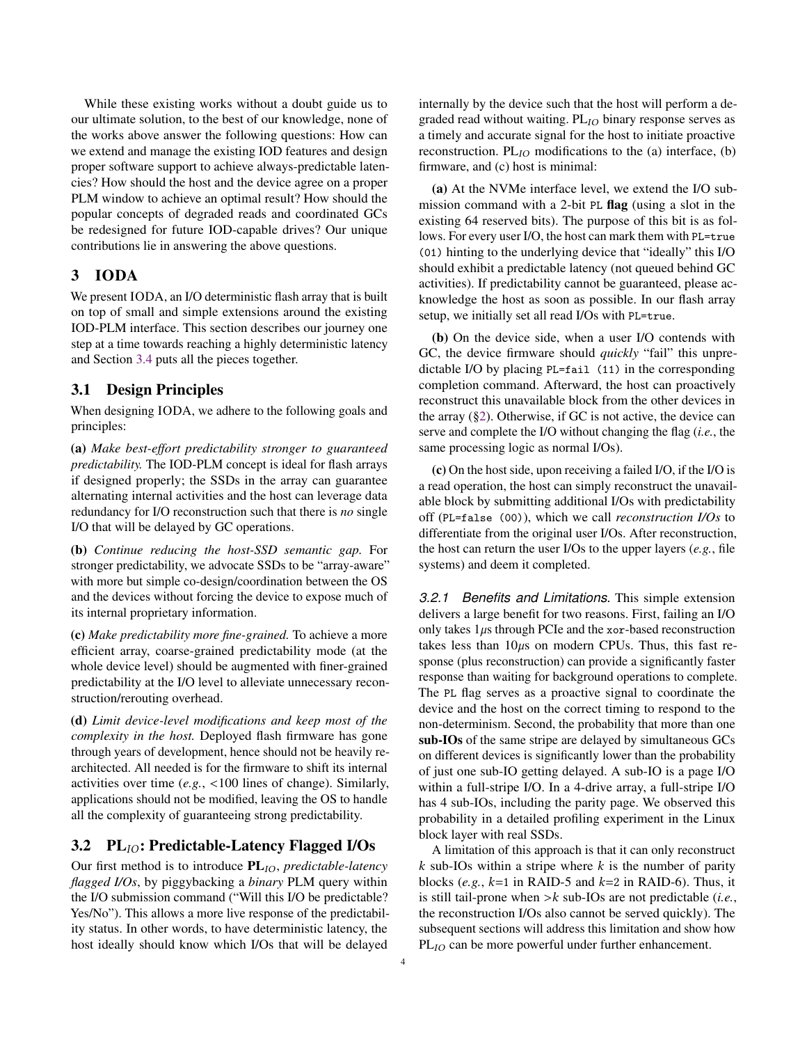While these existing works without a doubt guide us to our ultimate solution, to the best of our knowledge, none of the works above answer the following questions: How can we extend and manage the existing IOD features and design proper software support to achieve always-predictable latencies? How should the host and the device agree on a proper PLM window to achieve an optimal result? How should the popular concepts of degraded reads and coordinated GCs be redesigned for future IOD-capable drives? Our unique contributions lie in answering the above questions.

# 3 IODA

We present IODA, an I/O deterministic flash array that is built on top of small and simple extensions around the existing IOD-PLM interface. This section describes our journey one step at a time towards reaching a highly deterministic latency and Section 3.4 puts all the pieces together.

## 3.1 Design Principles

When designing IODA, we adhere to the following goals and principles:

**(a)** *Make best-effort predictability stronger to guaranteed predictability.* The IOD-PLM concept is ideal for flash arrays if designed properly; the SSDs in the array can guarantee alternating internal activities and the host can leverage data redundancy for I/O reconstruction such that there is *no* single I/O that will be delayed by GC operations.

**(b)** *Continue reducing the host-SSD semantic gap.* For stronger predictability, we advocate SSDs to be "array-aware" with more but simple co-design/coordination between the OS and the devices without forcing the device to expose much of its internal proprietary information.

**(c)** *Make predictability more fine-grained.* To achieve a more efficient array, coarse-grained predictability mode (at the whole device level) should be augmented with finer-grained predictability at the I/O level to alleviate unnecessary reconstruction/rerouting overhead.

**(d)** *Limit device-level modifications and keep most of the complexity in the host.* Deployed flash firmware has gone through years of development, hence should not be heavily re-architected. All needed is for the firmware to shift its internal activities over time (*e.g.*, <100 lines of change). Similarly, applications should not be modified, leaving the OS to handle all the complexity of guaranteeing strong predictability.

## 3.2 $\text{PL}_{IO}$: Predictable-Latency Flagged I/Os

Our first method is to introduce $\mathbf{PL}_{IO}$, *predictable-latency flagged I/Os*, by piggybacking a *binary* PLM query within the I/O submission command ("Will this I/O be predictable? Yes/No"). This allows a more live response of the predictability status. In other words, to have deterministic latency, the host ideally should know which I/Os that will be delayed internally by the device such that the host will perform a degraded read without waiting. $\text{PL}_{IO}$ binary response serves as a timely and accurate signal for the host to initiate proactive reconstruction. $\text{PL}_{IO}$ modifications to the (a) interface, (b) firmware, and (c) host is minimal:

**(a)** At the NVMe interface level, we extend the I/O submission command with a 2-bit `PL` **flag** (using a slot in the existing 64 reserved bits). The purpose of this bit is as follows. For every user I/O, the host can mark them with `PL=true (01)` hinting to the underlying device that "ideally" this I/O should exhibit a predictable latency (not queued behind GC activities). If predictability cannot be guaranteed, please acknowledge the host as soon as possible. In our flash array setup, we initially set all read I/Os with `PL=true`.

**(b)** On the device side, when a user I/O contends with GC, the device firmware should *quickly* "fail" this unpredictable I/O by placing `PL=fail (11)` in the corresponding completion command. Afterward, the host can proactively reconstruct this unavailable block from the other devices in the array (§2). Otherwise, if GC is not active, the device can serve and complete the I/O without changing the flag (*i.e.*, the same processing logic as normal I/Os).

**(c)** On the host side, upon receiving a failed I/O, if the I/O is a read operation, the host can simply reconstruct the unavailable block by submitting additional I/Os with predictability off (`PL=false (00)`), which we call *reconstruction I/Os* to differentiate from the original user I/Os. After reconstruction, the host can return the user I/Os to the upper layers (*e.g.*, file systems) and deem it completed.

*3.2.1 Benefits and Limitations.* This simple extension delivers a large benefit for two reasons. First, failing an I/O only takes $1\mu s$ through PCIe and the `xor`-based reconstruction takes less than $10\mu s$ on modern CPUs. Thus, this fast response (plus reconstruction) can provide a significantly faster response than waiting for background operations to complete. The `PL` flag serves as a proactive signal to coordinate the device and the host on the correct timing to respond to the non-determinism. Second, the probability that more than one **sub-IOs** of the same stripe are delayed by simultaneous GCs on different devices is significantly lower than the probability of just one sub-IO getting delayed. A sub-IO is a page I/O within a full-stripe I/O. In a 4-drive array, a full-stripe I/O has 4 sub-IOs, including the parity page. We observed this probability in a detailed profiling experiment in the Linux block layer with real SSDs.

A limitation of this approach is that it can only reconstruct $k$ sub-IOs within a stripe where $k$ is the number of parity blocks (*e.g.*, $k$=1 in RAID-5 and $k$=2 in RAID-6). Thus, it is still tail-prone when $>k$ sub-IOs are not predictable (*i.e.*, the reconstruction I/Os also cannot be served quickly). The subsequent sections will address this limitation and show how $\text{PL}_{IO}$ can be more powerful under further enhancement.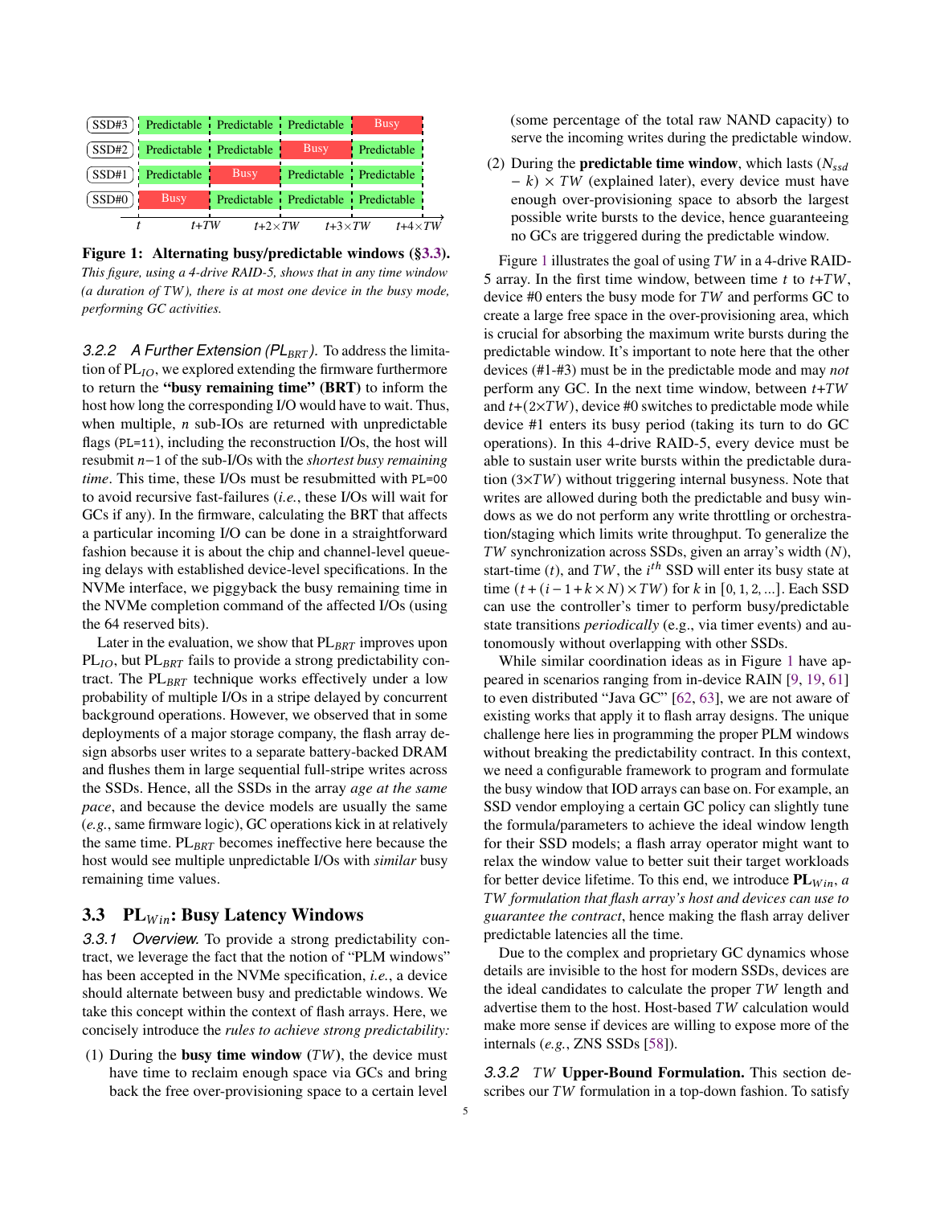| | $t$ – $t$+$TW$ | $t$+$TW$ – $t$+2×$TW$ | $t$+2×$TW$ – $t$+3×$TW$ | $t$+3×$TW$ – $t$+4×$TW$ |
|---|---|---|---|---|
| SSD#3 | Predictable | Predictable | Predictable | Busy |
| SSD#2 | Predictable | Predictable | Busy | Predictable |
| SSD#1 | Predictable | Busy | Predictable | Predictable |
| SSD#0 | Busy | Predictable | Predictable | Predictable |

**Figure 1: Alternating busy/predictable windows (§3.3).** *This figure, using a 4-drive RAID-5, shows that in any time window (a duration of TW), there is at most one device in the busy mode, performing GC activities.*

*3.2.2 A Further Extension ($PL_{BRT}$).* To address the limitation of $PL_{IO}$, we explored extending the firmware furthermore to return the **"busy remaining time" (BRT)** to inform the host how long the corresponding I/O would have to wait. Thus, when multiple, $n$ sub-IOs are returned with unpredictable flags (`PL=11`), including the reconstruction I/Os, the host will resubmit $n-1$ of the sub-I/Os with the *shortest busy remaining time*. This time, these I/Os must be resubmitted with `PL=00` to avoid recursive fast-failures (*i.e.*, these I/Os will wait for GCs if any). In the firmware, calculating the BRT that affects a particular incoming I/O can be done in a straightforward fashion because it is about the chip and channel-level queueing delays with established device-level specifications. In the NVMe interface, we piggyback the busy remaining time in the NVMe completion command of the affected I/Os (using the 64 reserved bits).

Later in the evaluation, we show that $PL_{BRT}$ improves upon $PL_{IO}$, but $PL_{BRT}$ fails to provide a strong predictability contract. The $PL_{BRT}$ technique works effectively under a low probability of multiple I/Os in a stripe delayed by concurrent background operations. However, we observed that in some deployments of a major storage company, the flash array design absorbs user writes to a separate battery-backed DRAM and flushes them in large sequential full-stripe writes across the SSDs. Hence, all the SSDs in the array *age at the same pace*, and because the device models are usually the same (*e.g.*, same firmware logic), GC operations kick in at relatively the same time. $PL_{BRT}$ becomes ineffective here because the host would see multiple unpredictable I/Os with *similar* busy remaining time values.

## 3.3 $PL_{Win}$: Busy Latency Windows

*3.3.1 Overview.* To provide a strong predictability contract, we leverage the fact that the notion of "PLM windows" has been accepted in the NVMe specification, *i.e.*, a device should alternate between busy and predictable windows. We take this concept within the context of flash arrays. Here, we concisely introduce the *rules to achieve strong predictability:*

(1) During the **busy time window ($TW$)**, the device must have time to reclaim enough space via GCs and bring back the free over-provisioning space to a certain level (some percentage of the total raw NAND capacity) to serve the incoming writes during the predictable window.

(2) During the **predictable time window**, which lasts ($N_{ssd}$ − $k$) × $TW$ (explained later), every device must have enough over-provisioning space to absorb the largest possible write bursts to the device, hence guaranteeing no GCs are triggered during the predictable window.

Figure 1 illustrates the goal of using $TW$ in a 4-drive RAID-5 array. In the first time window, between time $t$ to $t$+$TW$, device #0 enters the busy mode for $TW$ and performs GC to create a large free space in the over-provisioning area, which is crucial for absorbing the maximum write bursts during the predictable window. It's important to note here that the other devices (#1-#3) must be in the predictable mode and may *not* perform any GC. In the next time window, between $t$+$TW$ and $t$+(2×$TW$), device #0 switches to predictable mode while device #1 enters its busy period (taking its turn to do GC operations). In this 4-drive RAID-5, every device must be able to sustain user write bursts within the predictable duration (3×$TW$) without triggering internal busyness. Note that writes are allowed during both the predictable and busy windows as we do not perform any write throttling or orchestration/staging which limits write throughput. To generalize the $TW$ synchronization across SSDs, given an array's width ($N$), start-time ($t$), and $TW$, the $i^{th}$ SSD will enter its busy state at time $(t + (i - 1 + k \times N) \times TW)$ for $k$ in $[0, 1, 2, ...]$. Each SSD can use the controller's timer to perform busy/predictable state transitions *periodically* (e.g., via timer events) and autonomously without overlapping with other SSDs.

While similar coordination ideas as in Figure 1 have appeared in scenarios ranging from in-device RAIN [9, 19, 61] to even distributed "Java GC" [62, 63], we are not aware of existing works that apply it to flash array designs. The unique challenge here lies in programming the proper PLM windows without breaking the predictability contract. In this context, we need a configurable framework to program and formulate the busy window that IOD arrays can base on. For example, an SSD vendor employing a certain GC policy can slightly tune the formula/parameters to achieve the ideal window length for their SSD models; a flash array operator might want to relax the window value to better suit their target workloads for better device lifetime. To this end, we introduce **$PL_{Win}$**, *a TW formulation that flash array's host and devices can use to guarantee the contract*, hence making the flash array deliver predictable latencies all the time.

Due to the complex and proprietary GC dynamics whose details are invisible to the host for modern SSDs, devices are the ideal candidates to calculate the proper $TW$ length and advertise them to the host. Host-based $TW$ calculation would make more sense if devices are willing to expose more of the internals (*e.g.*, ZNS SSDs [58]).

*3.3.2 $TW$* **Upper-Bound Formulation.** This section describes our $TW$ formulation in a top-down fashion. To satisfy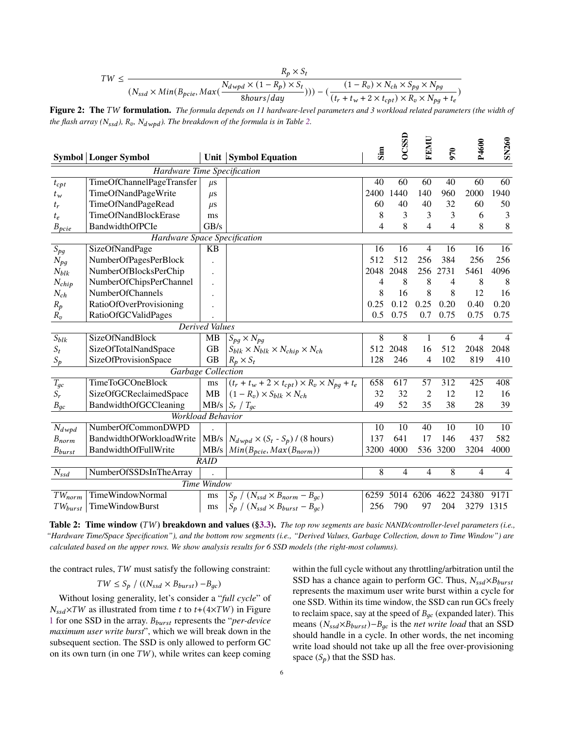$$TW \leq \frac{R_p \times S_t}{(N_{ssd} \times Min(B_{pcie}, Max(\frac{N_{dwpd} \times (1 - R_p) \times S_t}{8hours/day}))) - (\frac{(1 - R_v) \times N_{ch} \times S_{pg} \times N_{pg}}{(t_r + t_w + 2 \times t_{cpt}) \times R_v \times N_{pg} + t_e})}$$

**Figure 2: The $TW$ formulation.** *The formula depends on 11 hardware-level parameters and 3 workload related parameters (the width of the flash array ($N_{ssd}$), $R_v$, $N_{dwpd}$). The breakdown of the formula is in Table 2.*

| Symbol | Longer Symbol | Unit | Symbol Equation | Sim | OCSSD | FEMU | 970 | P4600 | SN260 |
|---|---|---|---|---|---|---|---|---|---|
| *Hardware Time Specification* | | | | | | | | | |
| $t_{cpt}$ | TimeOfChannelPageTransfer | $\mu$s | | 40 | 60 | 60 | 40 | 60 | 60 |
| $t_w$ | TimeOfNandPageWrite | $\mu$s | | 2400 | 1440 | 140 | 960 | 2000 | 1940 |
| $t_r$ | TimeOfNandPageRead | $\mu$s | | 60 | 40 | 40 | 32 | 60 | 50 |
| $t_e$ | TimeOfNandBlockErase | ms | | 8 | 3 | 3 | 3 | 6 | 3 |
| $B_{pcie}$ | BandwidthOfPCIe | GB/s | | 4 | 8 | 4 | 4 | 8 | 8 |
| *Hardware Space Specification* | | | | | | | | | |
| $S_{pg}$ | SizeOfNandPage | KB | | 16 | 16 | 4 | 16 | 16 | 16 |
| $N_{pg}$ | NumberOfPagesPerBlock | . | | 512 | 512 | 256 | 384 | 256 | 256 |
| $N_{blk}$ | NumberOfBlocksPerChip | . | | 2048 | 2048 | 256 | 2731 | 5461 | 4096 |
| $N_{chip}$ | NumberOfChipsPerChannel | . | | 4 | 8 | 8 | 4 | 8 | 8 |
| $N_{ch}$ | NumberOfChannels | . | | 8 | 16 | 8 | 8 | 12 | 16 |
| $R_p$ | RatioOfOverProvisioning | . | | 0.25 | 0.12 | 0.25 | 0.20 | 0.40 | 0.20 |
| $R_v$ | RatioOfGCValidPages | . | | 0.5 | 0.75 | 0.7 | 0.75 | 0.75 | 0.75 |
| *Derived Values* | | | | | | | | | |
| $S_{blk}$ | SizeOfNandBlock | MB | $S_{pg} \times N_{pg}$ | 8 | 8 | 1 | 6 | 4 | 4 |
| $S_t$ | SizeOfTotalNandSpace | GB | $S_{blk} \times N_{blk} \times N_{chip} \times N_{ch}$ | 512 | 2048 | 16 | 512 | 2048 | 2048 |
| $S_p$ | SizeOfProvisionSpace | GB | $R_p \times S_t$ | 128 | 246 | 4 | 102 | 819 | 410 |
| *Garbage Collection* | | | | | | | | | |
| $T_{gc}$ | TimeToGCOneBlock | ms | $(t_r + t_w + 2 \times t_{cpt}) \times R_v \times N_{pg} + t_e$ | 658 | 617 | 57 | 312 | 425 | 408 |
| $S_r$ | SizeOfGCReclaimedSpace | MB | $(1 - R_v) \times S_{blk} \times N_{ch}$ | 32 | 32 | 2 | 12 | 12 | 16 |
| $B_{gc}$ | BandwidthOfGCCleaning | MB/s | $S_r$ / $T_{gc}$ | 49 | 52 | 35 | 38 | 28 | 39 |
| *Workload Behavior* | | | | | | | | | |
| $N_{dwpd}$ | NumberOfCommonDWPD | . | | 10 | 10 | 40 | 10 | 10 | 10 |
| $B_{norm}$ | BandwidthOfWorkloadWrite | MB/s | $N_{dwpd} \times (S_t$ - $S_p)$ / (8 hours) | 137 | 641 | 17 | 146 | 437 | 582 |
| $B_{burst}$ | BandwidthOfFullWrite | MB/s | $Min(B_{pcie}, Max(B_{norm}))$ | 3200 | 4000 | 536 | 3200 | 3204 | 4000 |
| *RAID* | | | | | | | | | |
| $N_{ssd}$ | NumberOfSSDsInTheArray | . | | 8 | 4 | 4 | 8 | 4 | 4 |
| *Time Window* | | | | | | | | | |
| $TW_{norm}$ | TimeWindowNormal | ms | $S_p$ / $(N_{ssd} \times B_{norm} - B_{gc})$ | 6259 | 5014 | 6206 | 4622 | 24380 | 9171 |
| $TW_{burst}$ | TimeWindowBurst | ms | $S_p$ / $(N_{ssd} \times B_{burst} - B_{gc})$ | 256 | 790 | 97 | 204 | 3279 | 1315 |

**Table 2: Time window ($TW$) breakdown and values (§3.3).** *The top row segments are basic NAND/controller-level parameters (i.e., "Hardware Time/Space Specification"), and the bottom row segments (i.e., "Derived Values, Garbage Collection, down to Time Window") are calculated based on the upper rows. We show analysis results for 6 SSD models (the right-most columns).*

the contract rules, $TW$ must satisfy the following constraint:

$$TW \leq S_p \ / \ ((N_{ssd} \times B_{burst}) - B_{gc})$$

Without losing generality, let's consider a "*full cycle*" of $N_{ssd}$×$TW$ as illustrated from time $t$ to $t$+(4×$TW$) in Figure 1 for one SSD in the array. $B_{burst}$ represents the "*per-device maximum user write burst*", which we will break down in the subsequent section. The SSD is only allowed to perform GC on its own turn (in one $TW$), while writes can keep coming within the full cycle without any throttling/arbitration until the SSD has a chance again to perform GC. Thus, $N_{ssd}$×$B_{burst}$ represents the maximum user write burst within a cycle for one SSD. Within its time window, the SSD can run GCs freely to reclaim space, say at the speed of $B_{gc}$ (expanded later). This means ($N_{ssd}$×$B_{burst}$)−$B_{gc}$ is the *net write load* that an SSD should handle in a cycle. In other words, the net incoming write load should not take up all the free over-provisioning space ($S_p$) that the SSD has.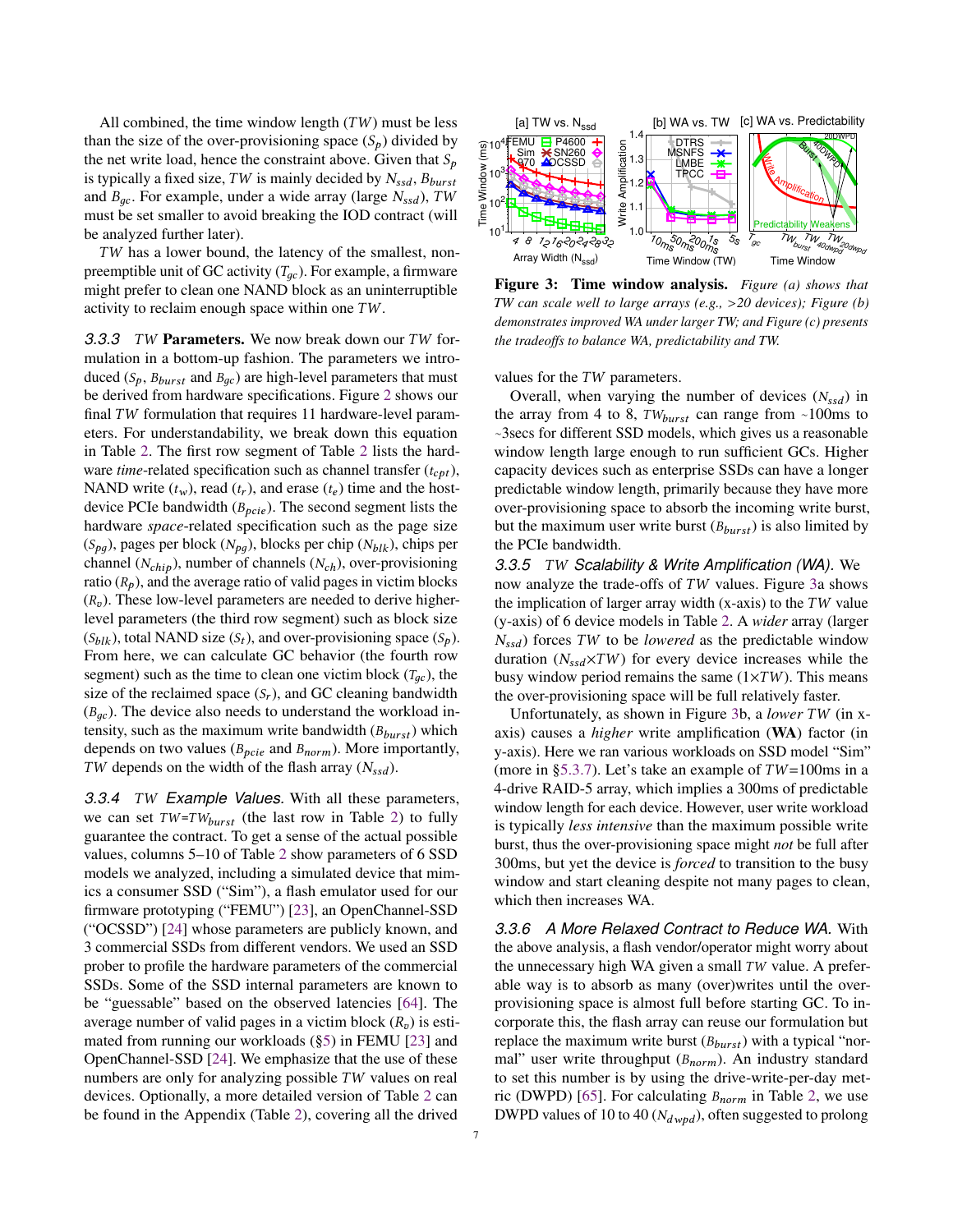All combined, the time window length ($TW$) must be less than the size of the over-provisioning space ($S_p$) divided by the net write load, hence the constraint above. Given that $S_p$ is typically a fixed size, $TW$ is mainly decided by $N_{ssd}$, $B_{burst}$ and $B_{gc}$. For example, under a wide array (large $N_{ssd}$), $TW$ must be set smaller to avoid breaking the IOD contract (will be analyzed further later).

$TW$ has a lower bound, the latency of the smallest, non-preemptible unit of GC activity ($T_{gc}$). For example, a firmware might prefer to clean one NAND block as an uninterruptible activity to reclaim enough space within one $TW$.

### 3.3.3 $TW$ Parameters.

We now break down our $TW$ formulation in a bottom-up fashion. The parameters we introduced ($S_p$, $B_{burst}$ and $B_{gc}$) are high-level parameters that must be derived from hardware specifications. Figure 2 shows our final $TW$ formulation that requires 11 hardware-level parameters. For understandability, we break down this equation in Table 2. The first row segment of Table 2 lists the hardware *time*-related specification such as channel transfer ($t_{cpt}$), NAND write ($t_w$), read ($t_r$), and erase ($t_e$) time and the host-device PCIe bandwidth ($B_{pcie}$). The second segment lists the hardware *space*-related specification such as the page size ($S_{pg}$), pages per block ($N_{pg}$), blocks per chip ($N_{blk}$), chips per channel ($N_{chip}$), number of channels ($N_{ch}$), over-provisioning ratio ($R_p$), and the average ratio of valid pages in victim blocks ($R_v$). These low-level parameters are needed to derive higher-level parameters (the third row segment) such as block size ($S_{blk}$), total NAND size ($S_t$), and over-provisioning space ($S_p$). From here, we can calculate GC behavior (the fourth row segment) such as the time to clean one victim block ($T_{gc}$), the size of the reclaimed space ($S_r$), and GC cleaning bandwidth ($B_{gc}$). The device also needs to understand the workload intensity, such as the maximum write bandwidth ($B_{burst}$) which depends on two values ($B_{pcie}$ and $B_{norm}$). More importantly, $TW$ depends on the width of the flash array ($N_{ssd}$).

### 3.3.4 $TW$ *Example Values.*

With all these parameters, we can set $TW$=$TW_{burst}$ (the last row in Table 2) to fully guarantee the contract. To get a sense of the actual possible values, columns 5–10 of Table 2 show parameters of 6 SSD models we analyzed, including a simulated device that mimics a consumer SSD ("Sim"), a flash emulator used for our firmware prototyping ("FEMU") [23], an OpenChannel-SSD ("OCSSD") [24] whose parameters are publicly known, and 3 commercial SSDs from different vendors. We used an SSD prober to profile the hardware parameters of the commercial SSDs. Some of the SSD internal parameters are known to be "guessable" based on the observed latencies [64]. The average number of valid pages in a victim block ($R_v$) is estimated from running our workloads (§5) in FEMU [23] and OpenChannel-SSD [24]. We emphasize that the use of these numbers are only for analyzing possible $TW$ values on real devices. Optionally, a more detailed version of Table 2 can be found in the Appendix (Table 2), covering all the drived values for the $TW$ parameters.

Figure 3: **Time window analysis.** *Figure (a) shows that TW can scale well to large arrays (e.g., >20 devices); Figure (b) demonstrates improved WA under larger TW; and Figure (c) presents the tradeoffs to balance WA, predictability and TW.*

Overall, when varying the number of devices ($N_{ssd}$) in the array from 4 to 8, $TW_{burst}$ can range from ~100ms to ~3secs for different SSD models, which gives us a reasonable window length large enough to run sufficient GCs. Higher capacity devices such as enterprise SSDs can have a longer predictable window length, primarily because they have more over-provisioning space to absorb the incoming write burst, but the maximum user write burst ($B_{burst}$) is also limited by the PCIe bandwidth.

### 3.3.5 $TW$ *Scalability & Write Amplification (WA).*

We now analyze the trade-offs of $TW$ values. Figure 3a shows the implication of larger array width (x-axis) to the $TW$ value (y-axis) of 6 device models in Table 2. A *wider* array (larger $N_{ssd}$) forces $TW$ to be *lowered* as the predictable window duration ($N_{ssd}$×$TW$) for every device increases while the busy window period remains the same (1×$TW$). This means the over-provisioning space will be full relatively faster.

Unfortunately, as shown in Figure 3b, a *lower* $TW$ (in x-axis) causes a *higher* write amplification (**WA**) factor (in y-axis). Here we ran various workloads on SSD model "Sim" (more in §5.3.7). Let's take an example of $TW$=100ms in a 4-drive RAID-5 array, which implies a 300ms of predictable window length for each device. However, user write workload is typically *less intensive* than the maximum possible write burst, thus the over-provisioning space might *not* be full after 300ms, but yet the device is *forced* to transition to the busy window and start cleaning despite not many pages to clean, which then increases WA.

### 3.3.6 *A More Relaxed Contract to Reduce WA.*

With the above analysis, a flash vendor/operator might worry about the unnecessary high WA given a small $TW$ value. A preferable way is to absorb as many (over)writes until the over-provisioning space is almost full before starting GC. To incorporate this, the flash array can reuse our formulation but replace the maximum write burst ($B_{burst}$) with a typical "normal" user write throughput ($B_{norm}$). An industry standard to set this number is by using the drive-write-per-day metric (DWPD) [65]. For calculating $B_{norm}$ in Table 2, we use DWPD values of 10 to 40 ($N_{dwpd}$), often suggested to prolong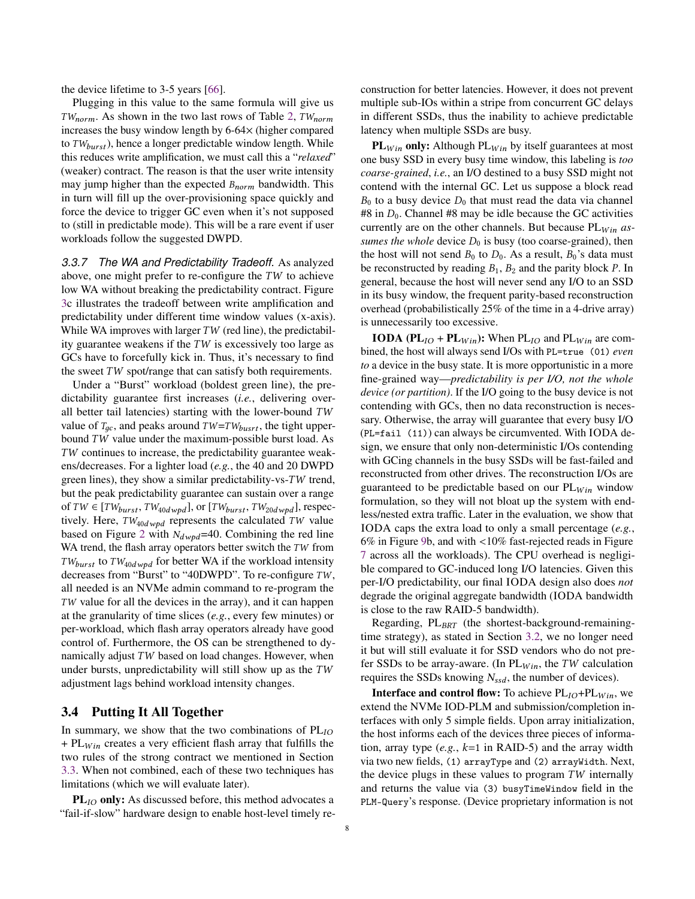the device lifetime to 3-5 years [66].

Plugging in this value to the same formula will give us $TW_{norm}$. As shown in the two last rows of Table 2, $TW_{norm}$ increases the busy window length by 6-64× (higher compared to $TW_{burst}$), hence a longer predictable window length. While this reduces write amplification, we must call this a "*relaxed*" (weaker) contract. The reason is that the user write intensity may jump higher than the expected $B_{norm}$ bandwidth. This in turn will fill up the over-provisioning space quickly and force the device to trigger GC even when it's not supposed to (still in predictable mode). This will be a rare event if user workloads follow the suggested DWPD.

*3.3.7 The WA and Predictability Tradeoff.* As analyzed above, one might prefer to re-configure the $TW$ to achieve low WA without breaking the predictability contract. Figure 3c illustrates the tradeoff between write amplification and predictability under different time window values (x-axis). While WA improves with larger $TW$ (red line), the predictability guarantee weakens if the $TW$ is excessively too large as GCs have to forcefully kick in. Thus, it's necessary to find the sweet $TW$ spot/range that can satisfy both requirements.

Under a "Burst" workload (boldest green line), the predictability guarantee first increases (*i.e.*, delivering overall better tail latencies) starting with the lower-bound $TW$ value of $T_{gc}$, and peaks around $TW$=$TW_{busrt}$, the tight upper-bound $TW$ value under the maximum-possible burst load. As $TW$ continues to increase, the predictability guarantee weakens/decreases. For a lighter load (*e.g.*, the 40 and 20 DWPD green lines), they show a similar predictability-vs-$TW$ trend, but the peak predictability guarantee can sustain over a range of $TW \in [TW_{burst}, TW_{40dwpd}]$, or $[TW_{burst}, TW_{20dwpd}]$, respectively. Here, $TW_{40dwpd}$ represents the calculated $TW$ value based on Figure 2 with $N_{dwpd}$=40. Combining the red line WA trend, the flash array operators better switch the $TW$ from $TW_{burst}$ to $TW_{40dwpd}$ for better WA if the workload intensity decreases from "Burst" to "40DWPD". To re-configure $TW$, all needed is an NVMe admin command to re-program the $TW$ value for all the devices in the array), and it can happen at the granularity of time slices (*e.g.*, every few minutes) or per-workload, which flash array operators already have good control of. Furthermore, the OS can be strengthened to dynamically adjust $TW$ based on load changes. However, when under bursts, unpredictability will still show up as the $TW$ adjustment lags behind workload intensity changes.

## 3.4 Putting It All Together

In summary, we show that the two combinations of $PL_{IO}$ + $PL_{Win}$ creates a very efficient flash array that fulfills the two rules of the strong contract we mentioned in Section 3.3. When not combined, each of these two techniques has limitations (which we will evaluate later).

**$PL_{IO}$ only:** As discussed before, this method advocates a "fail-if-slow" hardware design to enable host-level timely reconstruction for better latencies. However, it does not prevent multiple sub-IOs within a stripe from concurrent GC delays in different SSDs, thus the inability to achieve predictable latency when multiple SSDs are busy.

**$PL_{Win}$ only:** Although $PL_{Win}$ by itself guarantees at most one busy SSD in every busy time window, this labeling is *too coarse-grained*, *i.e.*, an I/O destined to a busy SSD might not contend with the internal GC. Let us suppose a block read $B_0$ to a busy device $D_0$ that must read the data via channel #8 in $D_0$. Channel #8 may be idle because the GC activities currently are on the other channels. But because $PL_{Win}$ *assumes the whole* device $D_0$ is busy (too coarse-grained), then the host will not send $B_0$ to $D_0$. As a result, $B_0$'s data must be reconstructed by reading $B_1$, $B_2$ and the parity block $P$. In general, because the host will never send any I/O to an SSD in its busy window, the frequent parity-based reconstruction overhead (probabilistically 25% of the time in a 4-drive array) is unnecessarily too excessive.

**IODA ($PL_{IO}$ + $PL_{Win}$):** When $PL_{IO}$ and $PL_{Win}$ are combined, the host will always send I/Os with `PL=true (01)` *even to* a device in the busy state. It is more opportunistic in a more fine-grained way—*predictability is per I/O, not the whole device (or partition)*. If the I/O going to the busy device is not contending with GCs, then no data reconstruction is necessary. Otherwise, the array will guarantee that every busy I/O (`PL=fail (11)`) can always be circumvented. With IODA design, we ensure that only non-deterministic I/Os contending with GCing channels in the busy SSDs will be fast-failed and reconstructed from other drives. The reconstruction I/Os are guaranteed to be predictable based on our $PL_{Win}$ window formulation, so they will not bloat up the system with endless/nested extra traffic. Later in the evaluation, we show that IODA caps the extra load to only a small percentage (*e.g.*, 6% in Figure 9b, and with <10% fast-rejected reads in Figure 7 across all the workloads). The CPU overhead is negligible compared to GC-induced long I/O latencies. Given this per-I/O predictability, our final IODA design also does *not* degrade the original aggregate bandwidth (IODA bandwidth is close to the raw RAID-5 bandwidth).

Regarding, $PL_{BRT}$ (the shortest-background-remaining-time strategy), as stated in Section 3.2, we no longer need it but will still evaluate it for SSD vendors who do not prefer SSDs to be array-aware. (In $PL_{Win}$, the $TW$ calculation requires the SSDs knowing $N_{ssd}$, the number of devices).

**Interface and control flow:** To achieve $PL_{IO}$+$PL_{Win}$, we extend the NVMe IOD-PLM and submission/completion interfaces with only 5 simple fields. Upon array initialization, the host informs each of the devices three pieces of information, array type (*e.g.*, $k$=1 in RAID-5) and the array width via two new fields, `(1) arrayType` and `(2) arrayWidth`. Next, the device plugs in these values to program $TW$ internally and returns the value via `(3) busyTimeWindow` field in the `PLM-Query`'s response. (Device proprietary information is not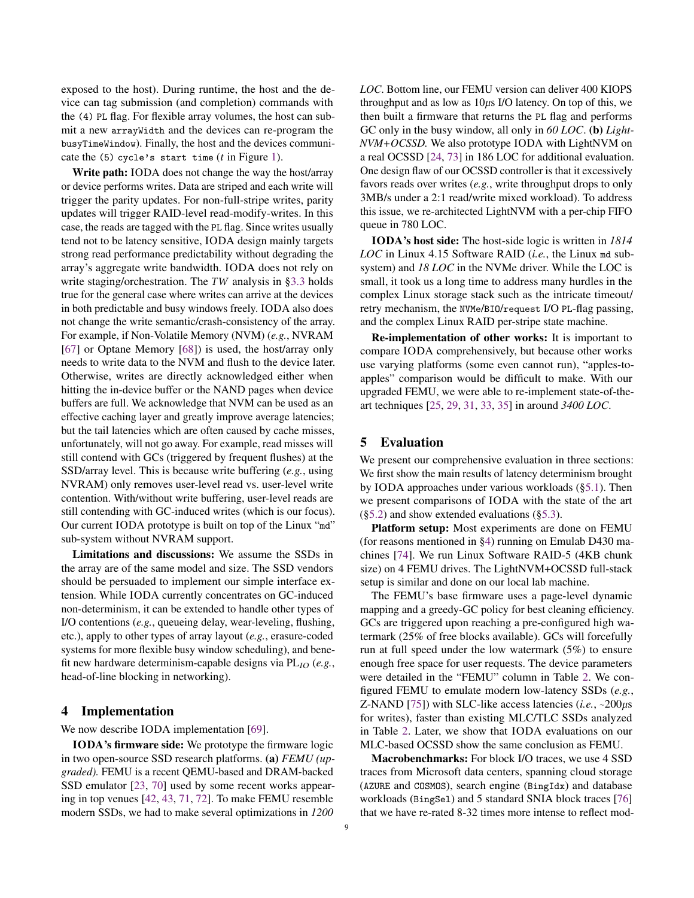exposed to the host). During runtime, the host and the device can tag submission (and completion) commands with the (4) PL flag. For flexible array volumes, the host can submit a new arrayWidth and the devices can re-program the busyTimeWindow). Finally, the host and the devices communicate the (5) cycle's start time ($t$ in Figure 1).

**Write path:** IODA does not change the way the host/array or device performs writes. Data are striped and each write will trigger the parity updates. For non-full-stripe writes, parity updates will trigger RAID-level read-modify-writes. In this case, the reads are tagged with the PL flag. Since writes usually tend not to be latency sensitive, IODA design mainly targets strong read performance predictability without degrading the array's aggregate write bandwidth. IODA does not rely on write staging/orchestration. The *TW* analysis in §3.3 holds true for the general case where writes can arrive at the devices in both predictable and busy windows freely. IODA also does not change the write semantic/crash-consistency of the array. For example, if Non-Volatile Memory (NVM) (*e.g.*, NVRAM [67] or Optane Memory [68]) is used, the host/array only needs to write data to the NVM and flush to the device later. Otherwise, writes are directly acknowledged either when hitting the in-device buffer or the NAND pages when device buffers are full. We acknowledge that NVM can be used as an effective caching layer and greatly improve average latencies; but the tail latencies which are often caused by cache misses, unfortunately, will not go away. For example, read misses will still contend with GCs (triggered by frequent flushes) at the SSD/array level. This is because write buffering (*e.g.*, using NVRAM) only removes user-level read vs. user-level write contention. With/without write buffering, user-level reads are still contending with GC-induced writes (which is our focus). Our current IODA prototype is built on top of the Linux "md" sub-system without NVRAM support.

**Limitations and discussions:** We assume the SSDs in the array are of the same model and size. The SSD vendors should be persuaded to implement our simple interface extension. While IODA currently concentrates on GC-induced non-determinism, it can be extended to handle other types of I/O contentions (*e.g.*, queueing delay, wear-leveling, flushing, etc.), apply to other types of array layout (*e.g.*, erasure-coded systems for more flexible busy window scheduling), and benefit new hardware determinism-capable designs via $PL_{IO}$ (*e.g.*, head-of-line blocking in networking).

## 4 Implementation

We now describe IODA implementation [69].

**IODA's firmware side:** We prototype the firmware logic in two open-source SSD research platforms. **(a)** *FEMU (upgraded).* FEMU is a recent QEMU-based and DRAM-backed SSD emulator [23, 70] used by some recent works appearing in top venues [42, 43, 71, 72]. To make FEMU resemble modern SSDs, we had to make several optimizations in *1200 LOC*. Bottom line, our FEMU version can deliver 400 KIOPS throughput and as low as 10$\mu$s I/O latency. On top of this, we then built a firmware that returns the PL flag and performs GC only in the busy window, all only in *60 LOC*. **(b)** *LightNVM+OCSSD.* We also prototype IODA with LightNVM on a real OCSSD [24, 73] in 186 LOC for additional evaluation. One design flaw of our OCSSD controller is that it excessively favors reads over writes (*e.g.*, write throughput drops to only 3MB/s under a 2:1 read/write mixed workload). To address this issue, we re-architected LightNVM with a per-chip FIFO queue in 780 LOC.

**IODA's host side:** The host-side logic is written in *1814 LOC* in Linux 4.15 Software RAID (*i.e.*, the Linux md subsystem) and *18 LOC* in the NVMe driver. While the LOC is small, it took us a long time to address many hurdles in the complex Linux storage stack such as the intricate timeout/retry mechanism, the NVMe/BIO/request I/O PL-flag passing, and the complex Linux RAID per-stripe state machine.

**Re-implementation of other works:** It is important to compare IODA comprehensively, but because other works use varying platforms (some even cannot run), "apples-to-apples" comparison would be difficult to make. With our upgraded FEMU, we were able to re-implement state-of-the-art techniques [25, 29, 31, 33, 35] in around *3400 LOC*.

## 5 Evaluation

We present our comprehensive evaluation in three sections: We first show the main results of latency determinism brought by IODA approaches under various workloads (§5.1). Then we present comparisons of IODA with the state of the art (§5.2) and show extended evaluations (§5.3).

**Platform setup:** Most experiments are done on FEMU (for reasons mentioned in §4) running on Emulab D430 machines [74]. We run Linux Software RAID-5 (4KB chunk size) on 4 FEMU drives. The LightNVM+OCSSD full-stack setup is similar and done on our local lab machine.

The FEMU's base firmware uses a page-level dynamic mapping and a greedy-GC policy for best cleaning efficiency. GCs are triggered upon reaching a pre-configured high watermark (25% of free blocks available). GCs will forcefully run at full speed under the low watermark (5%) to ensure enough free space for user requests. The device parameters were detailed in the "FEMU" column in Table 2. We configured FEMU to emulate modern low-latency SSDs (*e.g.*, Z-NAND [75]) with SLC-like access latencies (*i.e.*, ~200$\mu$s for writes), faster than existing MLC/TLC SSDs analyzed in Table 2. Later, we show that IODA evaluations on our MLC-based OCSSD show the same conclusion as FEMU.

**Macrobenchmarks:** For block I/O traces, we use 4 SSD traces from Microsoft data centers, spanning cloud storage (AZURE and COSMOS), search engine (BingIdx) and database workloads (BingSel) and 5 standard SNIA block traces [76] that we have re-rated 8-32 times more intense to reflect mod-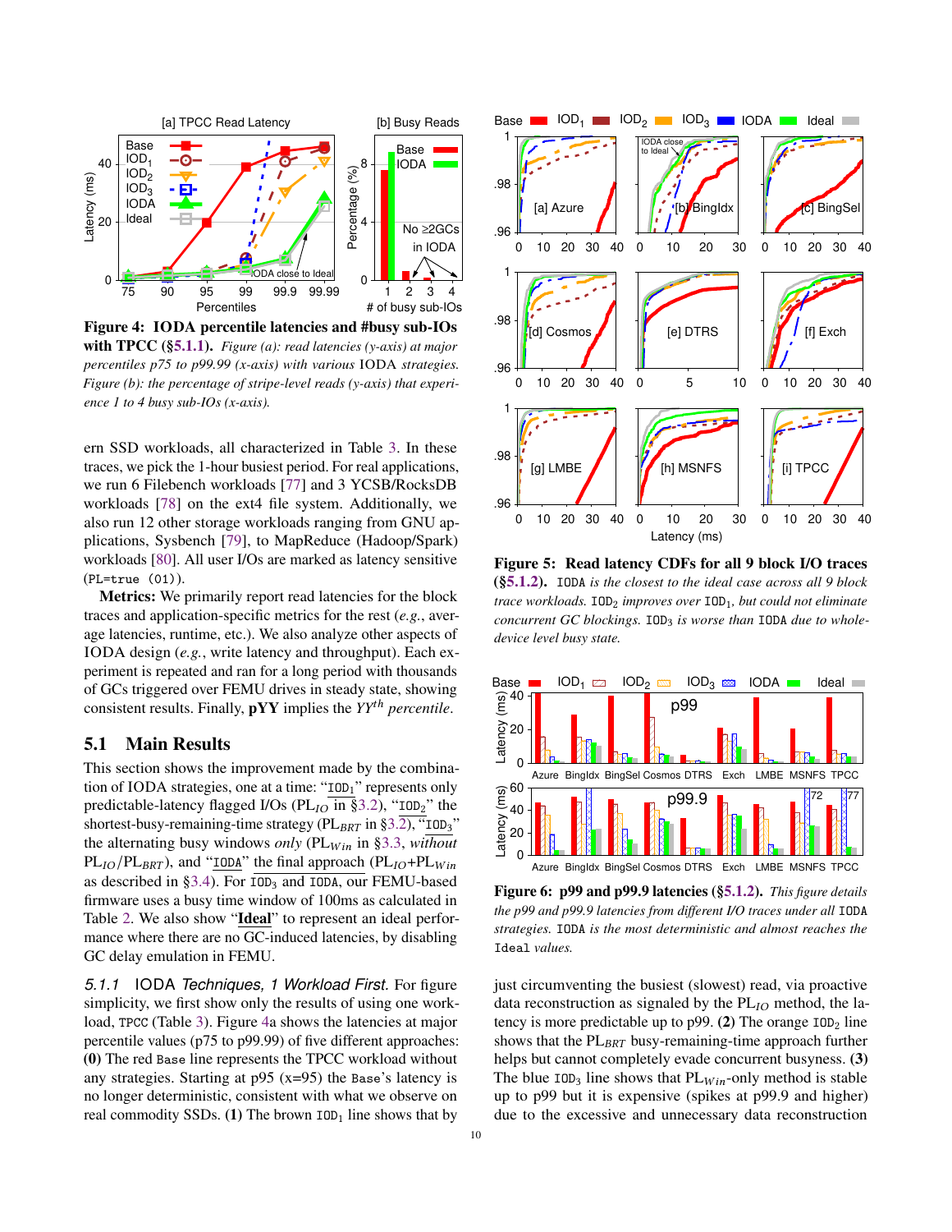**Figure 4: IODA percentile latencies and #busy sub-IOs with TPCC (§5.1.1).** *Figure (a): read latencies (y-axis) at major percentiles p75 to p99.99 (x-axis) with various* IODA *strategies. Figure (b): the percentage of stripe-level reads (y-axis) that experience 1 to 4 busy sub-IOs (x-axis).*

ern SSD workloads, all characterized in Table 3. In these traces, we pick the 1-hour busiest period. For real applications, we run 6 Filebench workloads [77] and 3 YCSB/RocksDB workloads [78] on the ext4 file system. Additionally, we also run 12 other storage workloads ranging from GNU applications, Sysbench [79], to MapReduce (Hadoop/Spark) workloads [80]. All user I/Os are marked as latency sensitive (`PL=true (01)`).

**Metrics:** We primarily report read latencies for the block traces and application-specific metrics for the rest (*e.g.*, average latencies, runtime, etc.). We also analyze other aspects of IODA design (*e.g.*, write latency and throughput). Each experiment is repeated and ran for a long period with thousands of GCs triggered over FEMU drives in steady state, showing consistent results. Finally, **pYY** implies the $YY^{th}$ percentile.

## 5.1 Main Results

This section shows the improvement made by the combination of IODA strategies, one at a time: "$\texttt{IOD}_1$" represents only predictable-latency flagged I/Os ($PL_{IO}$ in §3.2), "$\texttt{IOD}_2$" the shortest-busy-remaining-time strategy ($PL_{BRT}$ in §3.2), "$\texttt{IOD}_3$" the alternating busy windows *only* ($PL_{Win}$ in §3.3, *without* $PL_{IO}$/$PL_{BRT}$), and "IODA" the final approach ($PL_{IO}$+$PL_{Win}$ as described in §3.4). For $\texttt{IOD}_3$ and IODA, our FEMU-based firmware uses a busy time window of 100ms as calculated in Table 2. We also show "**Ideal**" to represent an ideal performance where there are no GC-induced latencies, by disabling GC delay emulation in FEMU.

### 5.1.1 IODA *Techniques, 1 Workload First.*

For figure simplicity, we first show only the results of using one workload, `TPCC` (Table 3). Figure 4a shows the latencies at major percentile values (p75 to p99.99) of five different approaches: **(0)** The red `Base` line represents the TPCC workload without any strategies. Starting at p95 (x=95) the `Base`'s latency is no longer deterministic, consistent with what we observe on real commodity SSDs. **(1)** The brown $\texttt{IOD}_1$ line shows that by just circumventing the busiest (slowest) read, via proactive data reconstruction as signaled by the $PL_{IO}$ method, the latency is more predictable up to p99. **(2)** The orange $\texttt{IOD}_2$ line shows that the $PL_{BRT}$ busy-remaining-time approach further helps but cannot completely evade concurrent busyness. **(3)** The blue $\texttt{IOD}_3$ line shows that $PL_{Win}$-only method is stable up to p99 but it is expensive (spikes at p99.9 and higher) due to the excessive and unnecessary data reconstruction

**Figure 5: Read latency CDFs for all 9 block I/O traces (§5.1.2).** *IODA is the closest to the ideal case across all 9 block trace workloads.* $\texttt{IOD}_2$ *improves over* $\texttt{IOD}_1$*, but could not eliminate concurrent GC blockings.* $\texttt{IOD}_3$ *is worse than* IODA *due to whole-device level busy state.*

**Figure 6: p99 and p99.9 latencies (§5.1.2).** *This figure details the p99 and p99.9 latencies from different I/O traces under all* IODA *strategies.* IODA *is the most deterministic and almost reaches the* Ideal *values.*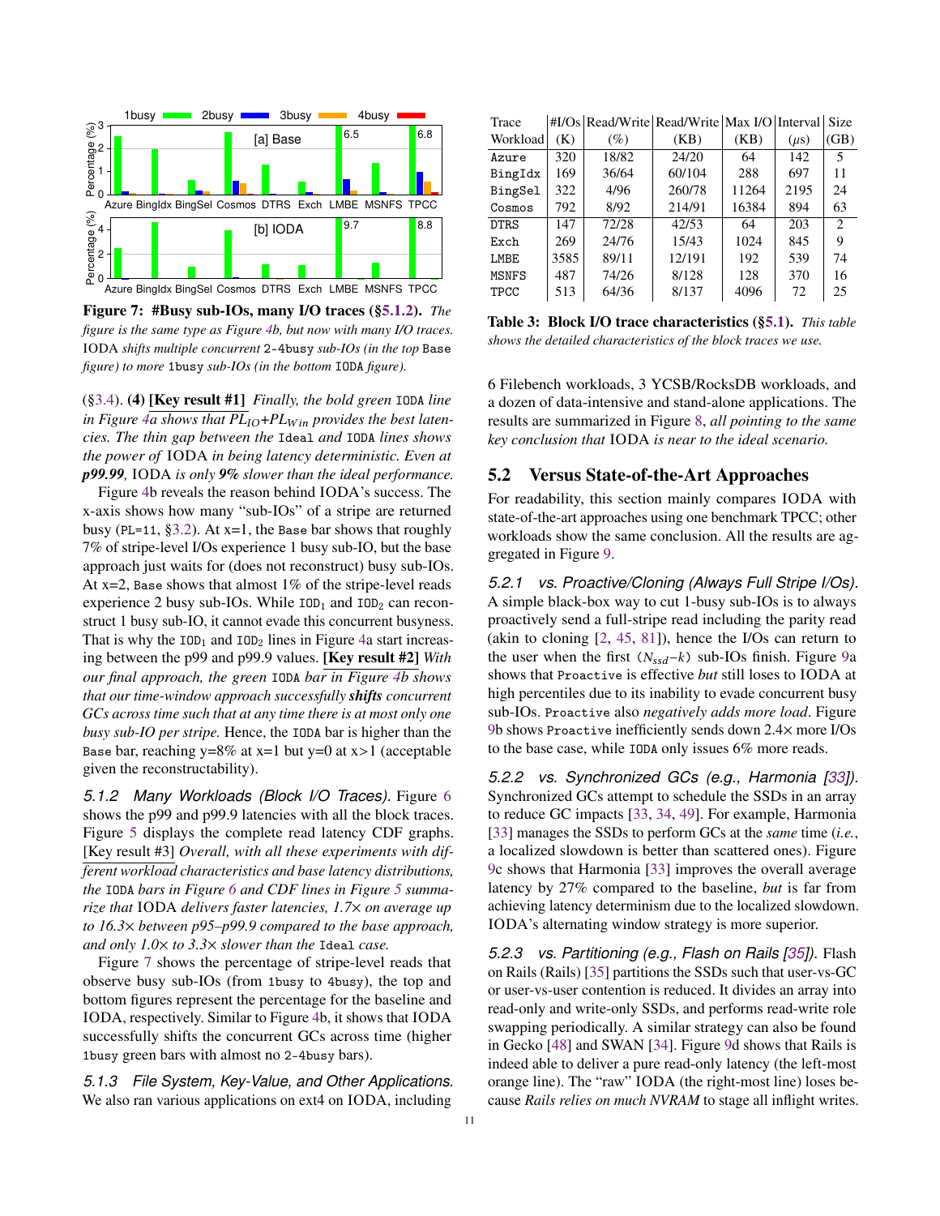**Figure 7: #Busy sub-IOs, many I/O traces (§5.1.2).** *The figure is the same type as Figure 4b, but now with many I/O traces.* IODA *shifts multiple concurrent* 2-4busy *sub-IOs (in the top* Base *figure) to more* 1busy *sub-IOs (in the bottom* IODA *figure).*

(§3.4). **(4) [Key result #1]** *Finally, the bold green* IODA *line in Figure 4a shows that $PL_{IO}$+$PL_{Win}$ provides the best latencies. The thin gap between the* Ideal *and* IODA *lines shows the power of* IODA *in being latency deterministic. Even at* ***p99.99****,* IODA *is only* ***9%*** *slower than the ideal performance.*

Figure 4b reveals the reason behind IODA's success. The x-axis shows how many "sub-IOs" of a stripe are returned busy (PL=11, §3.2). At x=1, the Base bar shows that roughly 7% of stripe-level I/Os experience 1 busy sub-IO, but the base approach just waits for (does not reconstruct) busy sub-IOs. At x=2, Base shows that almost 1% of the stripe-level reads experience 2 busy sub-IOs. While $IOD_1$ and $IOD_2$ can reconstruct 1 busy sub-IO, it cannot evade this concurrent busyness. That is why the $IOD_1$ and $IOD_2$ lines in Figure 4a start increasing between the p99 and p99.9 values. **[Key result #2]** *With our final approach, the green* IODA *bar in Figure 4b shows that our time-window approach successfully* ***shifts*** *concurrent GCs across time such that at any time there is at most only one busy sub-IO per stripe.* Hence, the IODA bar is higher than the Base bar, reaching y=8% at x=1 but y=0 at x>1 (acceptable given the reconstructability).

*5.1.2 Many Workloads (Block I/O Traces).* Figure 6 shows the p99 and p99.9 latencies with all the block traces. Figure 5 displays the complete read latency CDF graphs. [Key result #3] *Overall, with all these experiments with different workload characteristics and base latency distributions, the* IODA *bars in Figure 6 and CDF lines in Figure 5 summarize that* IODA *delivers faster latencies, 1.7× on average up to 16.3× between p95–p99.9 compared to the base approach, and only 1.0× to 3.3× slower than the* Ideal *case.*

Figure 7 shows the percentage of stripe-level reads that observe busy sub-IOs (from 1busy to 4busy), the top and bottom figures represent the percentage for the baseline and IODA, respectively. Similar to Figure 4b, it shows that IODA successfully shifts the concurrent GCs across time (higher 1busy green bars with almost no 2-4busy bars).

*5.1.3 File System, Key-Value, and Other Applications.* We also ran various applications on ext4 on IODA, including 6 Filebench workloads, 3 YCSB/RocksDB workloads, and a dozen of data-intensive and stand-alone applications. The results are summarized in Figure 8, *all pointing to the same key conclusion that* IODA *is near to the ideal scenario.*

| Trace Workload | #I/Os (K) | Read/Write (%) | Read/Write (KB) | Max I/O (KB) | Interval (μs) | Size (GB) |
|---|---|---|---|---|---|---|
| Azure | 320 | 18/82 | 24/20 | 64 | 142 | 5 |
| BingIdx | 169 | 36/64 | 60/104 | 288 | 697 | 11 |
| BingSel | 322 | 4/96 | 260/78 | 11264 | 2195 | 24 |
| Cosmos | 792 | 8/92 | 214/91 | 16384 | 894 | 63 |
| DTRS | 147 | 72/28 | 42/53 | 64 | 203 | 2 |
| Exch | 269 | 24/76 | 15/43 | 1024 | 845 | 9 |
| LMBE | 3585 | 89/11 | 12/191 | 192 | 539 | 74 |
| MSNFS | 487 | 74/26 | 8/128 | 128 | 370 | 16 |
| TPCC | 513 | 64/36 | 8/137 | 4096 | 72 | 25 |

**Table 3: Block I/O trace characteristics (§5.1).** *This table shows the detailed characteristics of the block traces we use.*

## 5.2 Versus State-of-the-Art Approaches

For readability, this section mainly compares IODA with state-of-the-art approaches using one benchmark TPCC; other workloads show the same conclusion. All the results are aggregated in Figure 9.

*5.2.1 vs. Proactive/Cloning (Always Full Stripe I/Os).* A simple black-box way to cut 1-busy sub-IOs is to always proactively send a full-stripe read including the parity read (akin to cloning [2, 45, 81]), hence the I/Os can return to the user when the first ($N_{ssd}$−$k$) sub-IOs finish. Figure 9a shows that Proactive is effective *but* still loses to IODA at high percentiles due to its inability to evade concurrent busy sub-IOs. Proactive also *negatively adds more load*. Figure 9b shows Proactive inefficiently sends down 2.4× more I/Os to the base case, while IODA only issues 6% more reads.

*5.2.2 vs. Synchronized GCs (e.g., Harmonia [33]).* Synchronized GCs attempt to schedule the SSDs in an array to reduce GC impacts [33, 34, 49]. For example, Harmonia [33] manages the SSDs to perform GCs at the *same* time (*i.e.*, a localized slowdown is better than scattered ones). Figure 9c shows that Harmonia [33] improves the overall average latency by 27% compared to the baseline, *but* is far from achieving latency determinism due to the localized slowdown. IODA's alternating window strategy is more superior.

*5.2.3 vs. Partitioning (e.g., Flash on Rails [35]).* Flash on Rails (Rails) [35] partitions the SSDs such that user-vs-GC or user-vs-user contention is reduced. It divides an array into read-only and write-only SSDs, and performs read-write role swapping periodically. A similar strategy can also be found in Gecko [48] and SWAN [34]. Figure 9d shows that Rails is indeed able to deliver a pure read-only latency (the left-most orange line). The "raw" IODA (the right-most line) loses because *Rails relies on much NVRAM* to stage all inflight writes.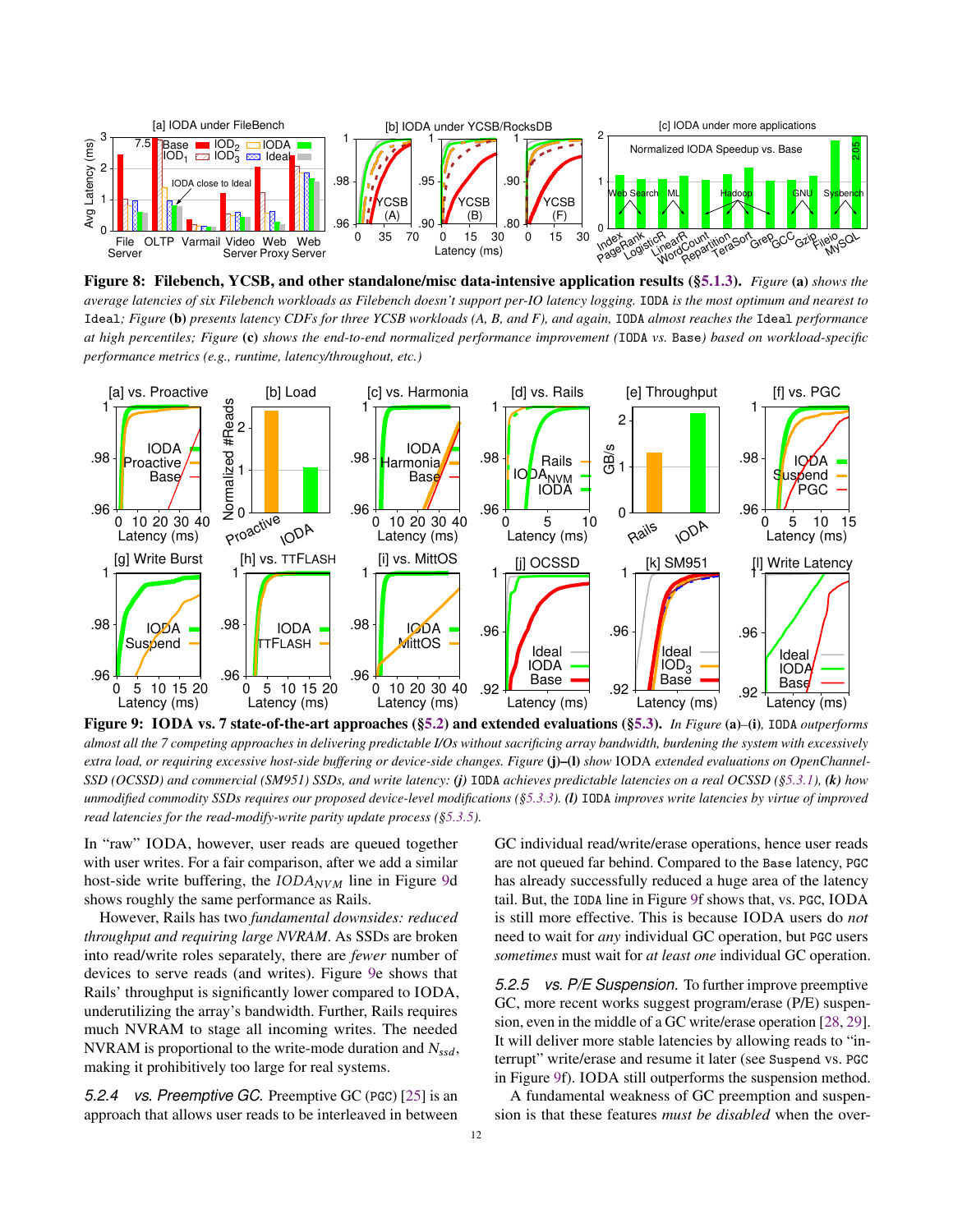**Figure 8: Filebench, YCSB, and other standalone/misc data-intensive application results (§5.1.3).** *Figure* **(a)** *shows the average latencies of six Filebench workloads as Filebench doesn't support per-IO latency logging.* `IODA` *is the most optimum and nearest to* `Ideal`*; Figure* **(b)** *presents latency CDFs for three YCSB workloads (A, B, and F), and again,* `IODA` *almost reaches the* `Ideal` *performance at high percentiles; Figure* **(c)** *shows the end-to-end normalized performance improvement (*`IODA` *vs.* `Base`*) based on workload-specific performance metrics (e.g., runtime, latency/throughout, etc.)*

**Figure 9: IODA vs. 7 state-of-the-art approaches (§5.2) and extended evaluations (§5.3).** *In Figure* **(a)–(i)***,* `IODA` *outperforms almost all the 7 competing approaches in delivering predictable I/Os without sacrificing array bandwidth, burdening the system with excessively extra load, or requiring excessive host-side buffering or device-side changes. Figure* **(j)–(l)** *show* IODA *extended evaluations on OpenChannel-SSD (OCSSD) and commercial (SM951) SSDs, and write latency: (j)* `IODA` *achieves predictable latencies on a real OCSSD (§5.3.1), (k) how unmodified commodity SSDs requires our proposed device-level modifications (§5.3.3). (l)* `IODA` *improves write latencies by virtue of improved read latencies for the read-modify-write parity update process (§5.3.5).*

In "raw" IODA, however, user reads are queued together with user writes. For a fair comparison, after we add a similar host-side write buffering, the *IODA$_{NVM}$* line in Figure 9d shows roughly the same performance as Rails.

However, Rails has two *fundamental downsides: reduced throughput and requiring large NVRAM*. As SSDs are broken into read/write roles separately, there are *fewer* number of devices to serve reads (and writes). Figure 9e shows that Rails' throughput is significantly lower compared to IODA, underutilizing the array's bandwidth. Further, Rails requires much NVRAM to stage all incoming writes. The needed NVRAM is proportional to the write-mode duration and $N_{ssd}$, making it prohibitively too large for real systems.

#### 5.2.4 vs. Preemptive GC.

Preemptive GC (`PGC`) [25] is an approach that allows user reads to be interleaved in between GC individual read/write/erase operations, hence user reads are not queued far behind. Compared to the `Base` latency, `PGC` has already successfully reduced a huge area of the latency tail. But, the `IODA` line in Figure 9f shows that, vs. `PGC`, IODA is still more effective. This is because IODA users do *not* need to wait for *any* individual GC operation, but `PGC` users *sometimes* must wait for *at least one* individual GC operation.

#### 5.2.5 vs. P/E Suspension.

To further improve preemptive GC, more recent works suggest program/erase (P/E) suspension, even in the middle of a GC write/erase operation [28, 29]. It will deliver more stable latencies by allowing reads to "interrupt" write/erase and resume it later (see `Suspend` vs. `PGC` in Figure 9f). IODA still outperforms the suspension method.

A fundamental weakness of GC preemption and suspension is that these features *must be disabled* when the over-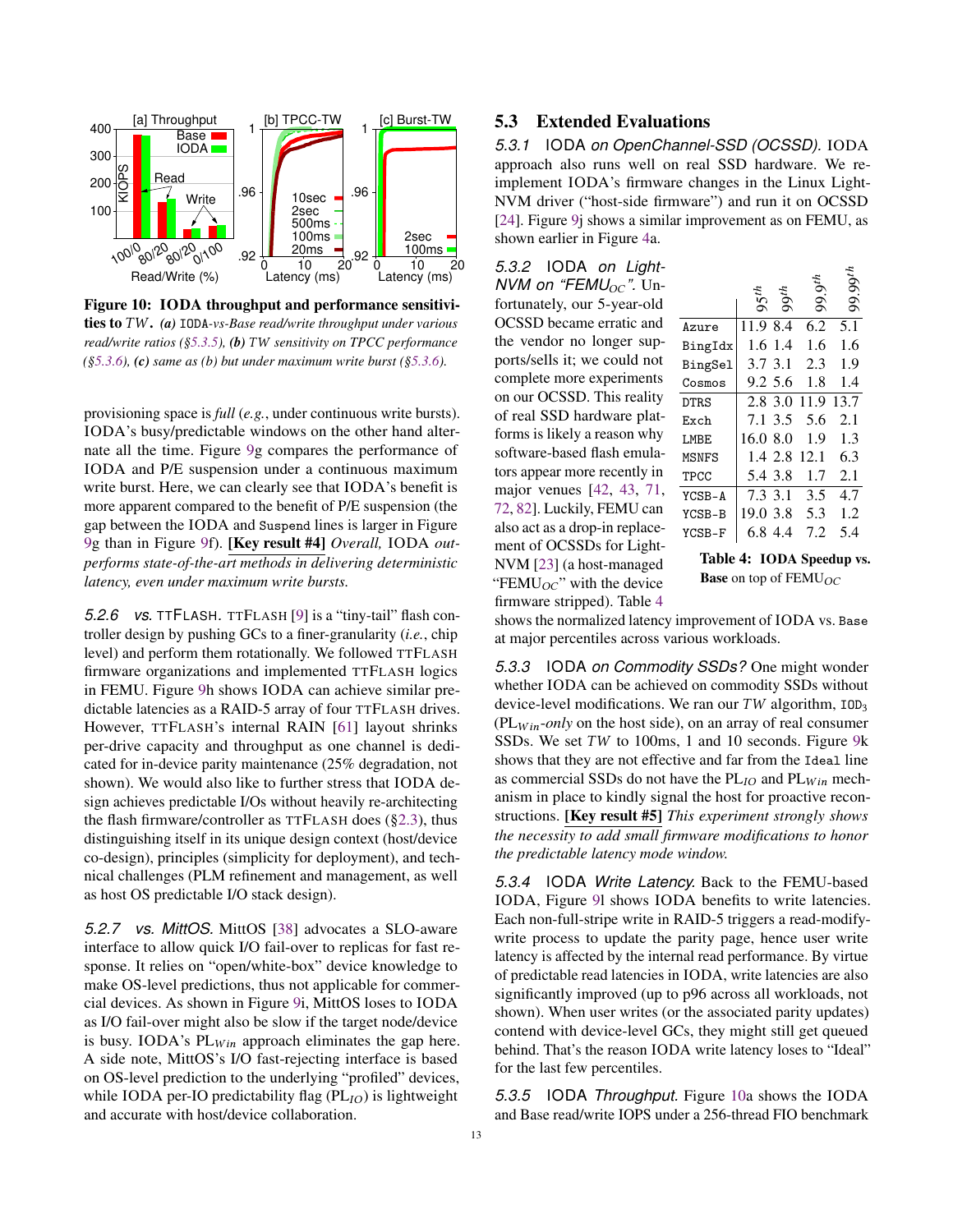**Figure 10: IODA throughput and performance sensitivities to** $TW$**.** ***(a)*** *IODA-vs-Base read/write throughput under various read/write ratios (§5.3.5),* ***(b)*** *TW sensitivity on TPCC performance (§5.3.6),* ***(c)*** *same as (b) but under maximum write burst (§5.3.6).*

provisioning space is *full* (*e.g.*, under continuous write bursts). IODA's busy/predictable windows on the other hand alternate all the time. Figure 9g compares the performance of IODA and P/E suspension under a continuous maximum write burst. Here, we can clearly see that IODA's benefit is more apparent compared to the benefit of P/E suspension (the gap between the IODA and Suspend lines is larger in Figure 9g than in Figure 9f). **[Key result #4]** *Overall,* IODA *outperforms state-of-the-art methods in delivering deterministic latency, even under maximum write bursts.*

#### 5.2.6 *vs.* TTFLASH.

TTFLASH [9] is a "tiny-tail" flash controller design by pushing GCs to a finer-granularity (*i.e.*, chip level) and perform them rotationally. We followed TTFLASH firmware organizations and implemented TTFLASH logics in FEMU. Figure 9h shows IODA can achieve similar predictable latencies as a RAID-5 array of four TTFLASH drives. However, TTFLASH's internal RAIN [61] layout shrinks per-drive capacity and throughput as one channel is dedicated for in-device parity maintenance (25% degradation, not shown). We would also like to further stress that IODA design achieves predictable I/Os without heavily re-architecting the flash firmware/controller as TTFLASH does (§2.3), thus distinguishing itself in its unique design context (host/device co-design), principles (simplicity for deployment), and technical challenges (PLM refinement and management, as well as host OS predictable I/O stack design).

#### 5.2.7 *vs. MittOS.*

MittOS [38] advocates a SLO-aware interface to allow quick I/O fail-over to replicas for fast response. It relies on "open/white-box" device knowledge to make OS-level predictions, thus not applicable for commercial devices. As shown in Figure 9i, MittOS loses to IODA as I/O fail-over might also be slow if the target node/device is busy. IODA's $PL_{Win}$ approach eliminates the gap here. A side note, MittOS's I/O fast-rejecting interface is based on OS-level prediction to the underlying "profiled" devices, while IODA per-IO predictability flag ($PL_{IO}$) is lightweight and accurate with host/device collaboration.

## 5.3 Extended Evaluations

#### 5.3.1 IODA *on OpenChannel-SSD (OCSSD).*

IODA approach also runs well on real SSD hardware. We re-implement IODA's firmware changes in the Linux LightNVM driver ("host-side firmware") and run it on OCSSD [24]. Figure 9j shows a similar improvement as on FEMU, as shown earlier in Figure 4a.

#### 5.3.2 IODA *on LightNVM on "FEMU$_{OC}$".*

Unfortunately, our 5-year-old OCSSD became erratic and the vendor no longer supports/sells it; we could not complete more experiments on our OCSSD. This reality of real SSD hardware platforms is likely a reason why software-based flash emulators appear more recently in major venues [42, 43, 71, 72, 82]. Luckily, FEMU can also act as a drop-in replacement of OCSSDs for LightNVM [23] (a host-managed "FEMU$_{OC}$" with the device firmware stripped). Table 4 shows the normalized latency improvement of IODA vs. Base at major percentiles across various workloads.

| | $95^{th}$ | $99^{th}$ | $99.9^{th}$ | $99.99^{th}$ |
|---|---|---|---|---|
| Azure | 11.9 | 8.4 | 6.2 | 5.1 |
| BingIdx | 1.6 | 1.4 | 1.6 | 1.6 |
| BingSel | 3.7 | 3.1 | 2.3 | 1.9 |
| Cosmos | 9.2 | 5.6 | 1.8 | 1.4 |
| DTRS | 2.8 | 3.0 | 11.9 | 13.7 |
| Exch | 7.1 | 3.5 | 5.6 | 2.1 |
| LMBE | 16.0 | 8.0 | 1.9 | 1.3 |
| MSNFS | 1.4 | 2.8 | 12.1 | 6.3 |
| TPCC | 5.4 | 3.8 | 1.7 | 2.1 |
| YCSB-A | 7.3 | 3.1 | 3.5 | 4.7 |
| YCSB-B | 19.0 | 3.8 | 5.3 | 1.2 |
| YCSB-F | 6.8 | 4.4 | 7.2 | 5.4 |

**Table 4: IODA Speedup vs. Base** on top of FEMU$_{OC}$

#### 5.3.3 IODA *on Commodity SSDs?*

One might wonder whether IODA can be achieved on commodity SSDs without device-level modifications. We ran our $TW$ algorithm, $IOD_3$ ($PL_{Win}$*-only* on the host side), on an array of real consumer SSDs. We set $TW$ to 100ms, 1 and 10 seconds. Figure 9k shows that they are not effective and far from the Ideal line as commercial SSDs do not have the $PL_{IO}$ and $PL_{Win}$ mechanism in place to kindly signal the host for proactive reconstructions. **[Key result #5]** *This experiment strongly shows the necessity to add small firmware modifications to honor the predictable mode window.*

#### 5.3.4 IODA *Write Latency.*

Back to the FEMU-based IODA, Figure 9l shows IODA benefits to write latencies. Each non-full-stripe write in RAID-5 triggers a read-modify-write process to update the parity page, hence user write latency is affected by the internal read performance. By virtue of predictable read latencies in IODA, write latencies are also significantly improved (up to p96 across all workloads, not shown). When user writes (or the associated parity updates) contend with device-level GCs, they might still get queued behind. That's the reason IODA write latency loses to "Ideal" for the last few percentiles.

#### 5.3.5 IODA *Throughput.*

Figure 10a shows the IODA and Base read/write IOPS under a 256-thread FIO benchmark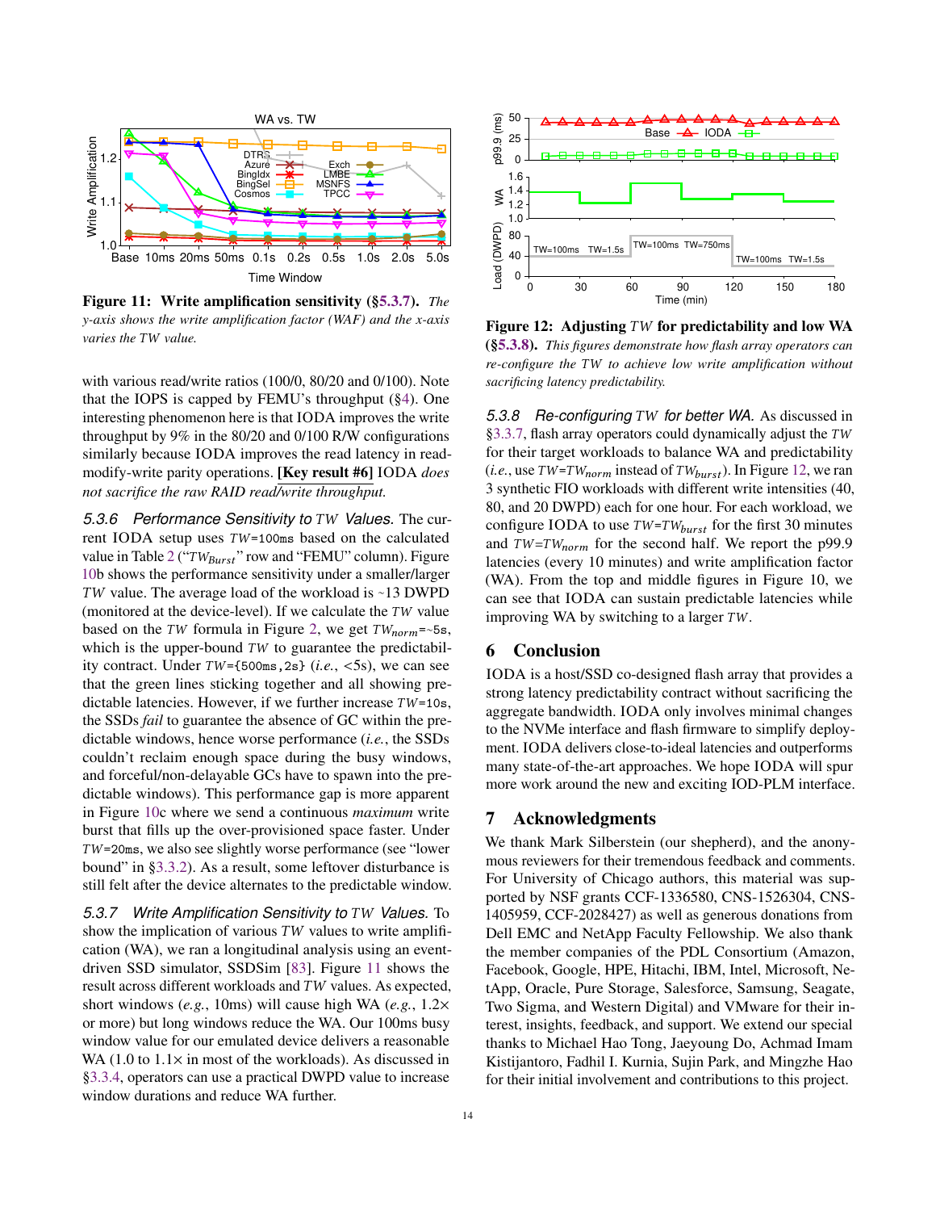**Figure 11: Write amplification sensitivity (§5.3.7).** *The y-axis shows the write amplification factor (WAF) and the x-axis varies the TW value.*

with various read/write ratios (100/0, 80/20 and 0/100). Note that the IOPS is capped by FEMU's throughput (§4). One interesting phenomenon here is that IODA improves the write throughput by 9% in the 80/20 and 0/100 R/W configurations similarly because IODA improves the read latency in read-modify-write parity operations. **[Key result #6]** IODA *does not sacrifice the raw RAID read/write throughput.*

### 5.3.6 Performance Sensitivity to $TW$ Values.

The current IODA setup uses $TW$=`100ms` based on the calculated value in Table 2 ("$TW_{Burst}$" row and "FEMU" column). Figure 10b shows the performance sensitivity under a smaller/larger $TW$ value. The average load of the workload is ~13 DWPD (monitored at the device-level). If we calculate the $TW$ value based on the $TW$ formula in Figure 2, we get $TW_{norm}$=~`5s`, which is the upper-bound $TW$ to guarantee the predictability contract. Under $TW$=`{500ms,2s}` (*i.e.*, <5s), we can see that the green lines sticking together and all showing predictable latencies. However, if we further increase $TW$=`10s`, the SSDs *fail* to guarantee the absence of GC within the predictable windows, hence worse performance (*i.e.*, the SSDs couldn't reclaim enough space during the busy windows, and forceful/non-delayable GCs have to spawn into the predictable windows). This performance gap is more apparent in Figure 10c where we send a continuous *maximum* write burst that fills up the over-provisioned space faster. Under $TW$=`20ms`, we also see slightly worse performance (see "lower bound" in §3.3.2). As a result, some leftover disturbance is still felt after the device alternates to the predictable window.

### 5.3.7 Write Amplification Sensitivity to $TW$ Values.

To show the implication of various $TW$ values to write amplification (WA), we ran a longitudinal analysis using an event-driven SSD simulator, SSDSim [83]. Figure 11 shows the result across different workloads and $TW$ values. As expected, short windows (*e.g.*, 10ms) will cause high WA (*e.g.*, 1.2× or more) but long windows reduce the WA. Our 100ms busy window value for our emulated device delivers a reasonable WA (1.0 to 1.1× in most of the workloads). As discussed in §3.3.4, operators can use a practical DWPD value to increase window durations and reduce WA further.

**Figure 12: Adjusting $TW$ for predictability and low WA (§5.3.8).** *This figures demonstrate how flash array operators can re-configure the TW to achieve low write amplification without sacrificing latency predictability.*

### 5.3.8 Re-configuring $TW$ for better WA.

As discussed in §3.3.7, flash array operators could dynamically adjust the $TW$ for their target workloads to balance WA and predictability (*i.e.*, use $TW$=$TW_{norm}$ instead of $TW_{burst}$). In Figure 12, we ran 3 synthetic FIO workloads with different write intensities (40, 80, and 20 DWPD) each for one hour. For each workload, we configure IODA to use $TW$=$TW_{burst}$ for the first 30 minutes and $TW$=$TW_{norm}$ for the second half. We report the p99.9 latencies (every 10 minutes) and write amplification factor (WA). From the top and middle figures in Figure 10, we can see that IODA can sustain predictable latencies while improving WA by switching to a larger $TW$.

## 6 Conclusion

IODA is a host/SSD co-designed flash array that provides a strong latency predictability contract without sacrificing the aggregate bandwidth. IODA only involves minimal changes to the NVMe interface and flash firmware to simplify deployment. IODA delivers close-to-ideal latencies and outperforms many state-of-the-art approaches. We hope IODA will spur more work around the new and exciting IOD-PLM interface.

## 7 Acknowledgments

We thank Mark Silberstein (our shepherd), and the anonymous reviewers for their tremendous feedback and comments. For University of Chicago authors, this material was supported by NSF grants CCF-1336580, CNS-1526304, CNS-1405959, CCF-2028427) as well as generous donations from Dell EMC and NetApp Faculty Fellowship. We also thank the member companies of the PDL Consortium (Amazon, Facebook, Google, HPE, Hitachi, IBM, Intel, Microsoft, NetApp, Oracle, Pure Storage, Salesforce, Samsung, Seagate, Two Sigma, and Western Digital) and VMware for their interest, insights, feedback, and support. We extend our special thanks to Michael Hao Tong, Jaeyoung Do, Achmad Imam Kistijantoro, Fadhil I. Kurnia, Sujin Park, and Mingzhe Hao for their initial involvement and contributions to this project.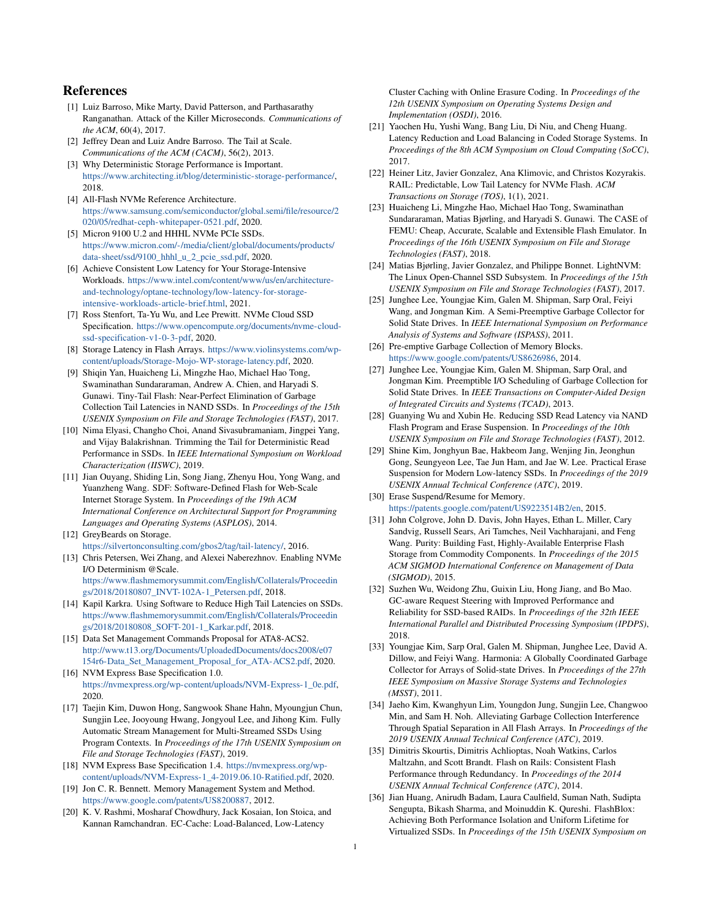## References

[1] Luiz Barroso, Mike Marty, David Patterson, and Parthasarathy Ranganathan. Attack of the Killer Microseconds. *Communications of the ACM*, 60(4), 2017.

[2] Jeffrey Dean and Luiz Andre Barroso. The Tail at Scale. *Communications of the ACM (CACM)*, 56(2), 2013.

[3] Why Deterministic Storage Performance is Important. https://www.architecting.it/blog/deterministic-storage-performance/, 2018.

[4] All-Flash NVMe Reference Architecture. https://www.samsung.com/semiconductor/global.semi/file/resource/2020/05/redhat-ceph-whitepaper-0521.pdf, 2020.

[5] Micron 9100 U.2 and HHHL NVMe PCIe SSDs. https://www.micron.com/-/media/client/global/documents/products/data-sheet/ssd/9100_hhhl_u_2_pcie_ssd.pdf, 2020.

[6] Achieve Consistent Low Latency for Your Storage-Intensive Workloads. https://www.intel.com/content/www/us/en/architecture-and-technology/optane-technology/low-latency-for-storage-intensive-workloads-article-brief.html, 2021.

[7] Ross Stenfort, Ta-Yu Wu, and Lee Prewitt. NVMe Cloud SSD Specification. https://www.opencompute.org/documents/nvme-cloud-ssd-specification-v1-0-3-pdf, 2020.

[8] Storage Latency in Flash Arrays. https://www.violinsystems.com/wp-content/uploads/Storage-Mojo-WP-storage-latency.pdf, 2020.

[9] Shiqin Yan, Huaicheng Li, Mingzhe Hao, Michael Hao Tong, Swaminathan Sundararaman, Andrew A. Chien, and Haryadi S. Gunawi. Tiny-Tail Flash: Near-Perfect Elimination of Garbage Collection Tail Latencies in NAND SSDs. In *Proceedings of the 15th USENIX Symposium on File and Storage Technologies (FAST)*, 2017.

[10] Nima Elyasi, Changho Choi, Anand Sivasubramaniam, Jingpei Yang, and Vijay Balakrishnan. Trimming the Tail for Deterministic Read Performance in SSDs. In *IEEE International Symposium on Workload Characterization (IISWC)*, 2019.

[11] Jian Ouyang, Shiding Lin, Song Jiang, Zhenyu Hou, Yong Wang, and Yuanzheng Wang. SDF: Software-Defined Flash for Web-Scale Internet Storage System. In *Proceedings of the 19th ACM International Conference on Architectural Support for Programming Languages and Operating Systems (ASPLOS)*, 2014.

[12] GreyBeards on Storage. https://silvertonconsulting.com/gbos2/tag/tail-latency/, 2016.

[13] Chris Petersen, Wei Zhang, and Alexei Naberezhnov. Enabling NVMe I/O Determinism @Scale. https://www.flashmemorysummit.com/English/Collaterals/Proceedings/2018/20180807_INVT-102A-1_Petersen.pdf, 2018.

[14] Kapil Karkra. Using Software to Reduce High Tail Latencies on SSDs. https://www.flashmemorysummit.com/English/Collaterals/Proceedings/2018/20180808_SOFT-201-1_Karkar.pdf, 2018.

[15] Data Set Management Commands Proposal for ATA8-ACS2. http://www.t13.org/Documents/UploadedDocuments/docs2008/e07154r6-Data_Set_Management_Proposal_for_ATA-ACS2.pdf, 2020.

[16] NVM Express Base Specification 1.0. https://nvmexpress.org/wp-content/uploads/NVM-Express-1_0e.pdf, 2020.

[17] Taejin Kim, Duwon Hong, Sangwook Shane Hahn, Myoungjun Chun, Sungjin Lee, Jooyoung Hwang, Jongyoul Lee, and Jihong Kim. Fully Automatic Stream Management for Multi-Streamed SSDs Using Program Contexts. In *Proceedings of the 17th USENIX Symposium on File and Storage Technologies (FAST)*, 2019.

[18] NVM Express Base Specification 1.4. https://nvmexpress.org/wp-content/uploads/NVM-Express-1_4-2019.06.10-Ratified.pdf, 2020.

[19] Jon C. R. Bennett. Memory Management System and Method. https://www.google.com/patents/US8200887, 2012.

[20] K. V. Rashmi, Mosharaf Chowdhury, Jack Kosaian, Ion Stoica, and Kannan Ramchandran. EC-Cache: Load-Balanced, Low-Latency Cluster Caching with Online Erasure Coding. In *Proceedings of the 12th USENIX Symposium on Operating Systems Design and Implementation (OSDI)*, 2016.

[21] Yaochen Hu, Yushi Wang, Bang Liu, Di Niu, and Cheng Huang. Latency Reduction and Load Balancing in Coded Storage Systems. In *Proceedings of the 8th ACM Symposium on Cloud Computing (SoCC)*, 2017.

[22] Heiner Litz, Javier Gonzalez, Ana Klimovic, and Christos Kozyrakis. RAIL: Predictable, Low Tail Latency for NVMe Flash. *ACM Transactions on Storage (TOS)*, 1(1), 2021.

[23] Huaicheng Li, Mingzhe Hao, Michael Hao Tong, Swaminathan Sundararaman, Matias Bjørling, and Haryadi S. Gunawi. The CASE of FEMU: Cheap, Accurate, Scalable and Extensible Flash Emulator. In *Proceedings of the 16th USENIX Symposium on File and Storage Technologies (FAST)*, 2018.

[24] Matias Bjørling, Javier Gonzalez, and Philippe Bonnet. LightNVM: The Linux Open-Channel SSD Subsystem. In *Proceedings of the 15th USENIX Symposium on File and Storage Technologies (FAST)*, 2017.

[25] Junghee Lee, Youngjae Kim, Galen M. Shipman, Sarp Oral, Feiyi Wang, and Jongman Kim. A Semi-Preemptive Garbage Collector for Solid State Drives. In *IEEE International Symposium on Performance Analysis of Systems and Software (ISPASS)*, 2011.

[26] Pre-emptive Garbage Collection of Memory Blocks. https://www.google.com/patents/US8626986, 2014.

[27] Junghee Lee, Youngjae Kim, Galen M. Shipman, Sarp Oral, and Jongman Kim. Preemptible I/O Scheduling of Garbage Collection for Solid State Drives. In *IEEE Transactions on Computer-Aided Design of Integrated Circuits and Systems (TCAD)*, 2013.

[28] Guanying Wu and Xubin He. Reducing SSD Read Latency via NAND Flash Program and Erase Suspension. In *Proceedings of the 10th USENIX Symposium on File and Storage Technologies (FAST)*, 2012.

[29] Shine Kim, Jonghyun Bae, Hakbeom Jang, Wenjing Jin, Jeonghun Gong, Seungyeon Lee, Tae Jun Ham, and Jae W. Lee. Practical Erase Suspension for Modern Low-latency SSDs. In *Proceedings of the 2019 USENIX Annual Technical Conference (ATC)*, 2019.

[30] Erase Suspend/Resume for Memory. https://patents.google.com/patent/US9223514B2/en, 2015.

[31] John Colgrove, John D. Davis, John Hayes, Ethan L. Miller, Cary Sandvig, Russell Sears, Ari Tamches, Neil Vachharajani, and Feng Wang. Purity: Building Fast, Highly-Available Enterprise Flash Storage from Commodity Components. In *Proceedings of the 2015 ACM SIGMOD International Conference on Management of Data (SIGMOD)*, 2015.

[32] Suzhen Wu, Weidong Zhu, Guixin Liu, Hong Jiang, and Bo Mao. GC-aware Request Steering with Improved Performance and Reliability for SSD-based RAIDs. In *Proceedings of the 32th IEEE International Parallel and Distributed Processing Symposium (IPDPS)*, 2018.

[33] Youngjae Kim, Sarp Oral, Galen M. Shipman, Junghee Lee, David A. Dillow, and Feiyi Wang. Harmonia: A Globally Coordinated Garbage Collector for Arrays of Solid-state Drives. In *Proceedings of the 27th IEEE Symposium on Massive Storage Systems and Technologies (MSST)*, 2011.

[34] Jaeho Kim, Kwanghyun Lim, Youngdon Jung, Sungjin Lee, Changwoo Min, and Sam H. Noh. Alleviating Garbage Collection Interference Through Spatial Separation in All Flash Arrays. In *Proceedings of the 2019 USENIX Annual Technical Conference (ATC)*, 2019.

[35] Dimitris Skourtis, Dimitris Achlioptas, Noah Watkins, Carlos Maltzahn, and Scott Brandt. Flash on Rails: Consistent Flash Performance through Redundancy. In *Proceedings of the 2014 USENIX Annual Technical Conference (ATC)*, 2014.

[36] Jian Huang, Anirudh Badam, Laura Caulfield, Suman Nath, Sudipta Sengupta, Bikash Sharma, and Moinuddin K. Qureshi. FlashBlox: Achieving Both Performance Isolation and Uniform Lifetime for Virtualized SSDs. In *Proceedings of the 15th USENIX Symposium on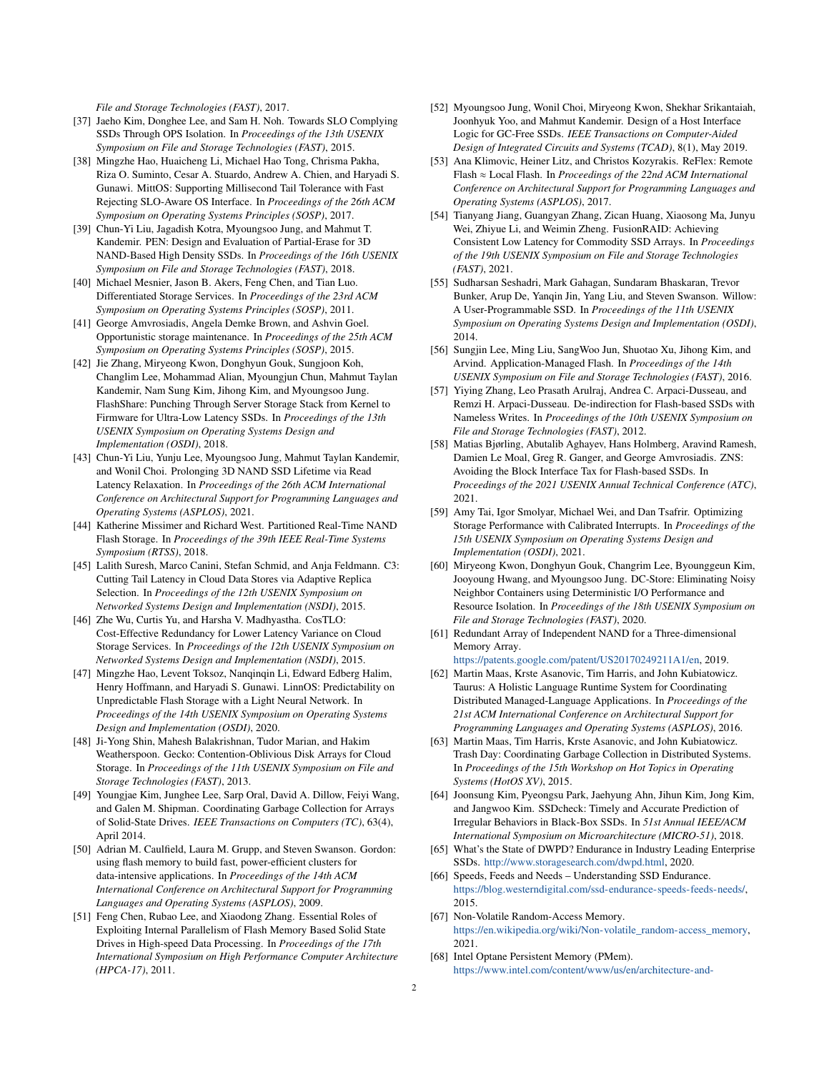File and Storage Technologies (FAST)*, 2017.

[37] Jaeho Kim, Donghee Lee, and Sam H. Noh. Towards SLO Complying SSDs Through OPS Isolation. In *Proceedings of the 13th USENIX Symposium on File and Storage Technologies (FAST)*, 2015.

[38] Mingzhe Hao, Huaicheng Li, Michael Hao Tong, Chrisma Pakha, Riza O. Suminto, Cesar A. Stuardo, Andrew A. Chien, and Haryadi S. Gunawi. MittOS: Supporting Millisecond Tail Tolerance with Fast Rejecting SLO-Aware OS Interface. In *Proceedings of the 26th ACM Symposium on Operating Systems Principles (SOSP)*, 2017.

[39] Chun-Yi Liu, Jagadish Kotra, Myoungsoo Jung, and Mahmut T. Kandemir. PEN: Design and Evaluation of Partial-Erase for 3D NAND-Based High Density SSDs. In *Proceedings of the 16th USENIX Symposium on File and Storage Technologies (FAST)*, 2018.

[40] Michael Mesnier, Jason B. Akers, Feng Chen, and Tian Luo. Differentiated Storage Services. In *Proceedings of the 23rd ACM Symposium on Operating Systems Principles (SOSP)*, 2011.

[41] George Amvrosiadis, Angela Demke Brown, and Ashvin Goel. Opportunistic storage maintenance. In *Proceedings of the 25th ACM Symposium on Operating Systems Principles (SOSP)*, 2015.

[42] Jie Zhang, Miryeong Kwon, Donghyun Gouk, Sungjoon Koh, Changlim Lee, Mohammad Alian, Myoungjun Chun, Mahmut Taylan Kandemir, Nam Sung Kim, Jihong Kim, and Myoungsoo Jung. FlashShare: Punching Through Server Storage Stack from Kernel to Firmware for Ultra-Low Latency SSDs. In *Proceedings of the 13th USENIX Symposium on Operating Systems Design and Implementation (OSDI)*, 2018.

[43] Chun-Yi Liu, Yunju Lee, Myoungsoo Jung, Mahmut Taylan Kandemir, and Wonil Choi. Prolonging 3D NAND SSD Lifetime via Read Latency Relaxation. In *Proceedings of the 26th ACM International Conference on Architectural Support for Programming Languages and Operating Systems (ASPLOS)*, 2021.

[44] Katherine Missimer and Richard West. Partitioned Real-Time NAND Flash Storage. In *Proceedings of the 39th IEEE Real-Time Systems Symposium (RTSS)*, 2018.

[45] Lalith Suresh, Marco Canini, Stefan Schmid, and Anja Feldmann. C3: Cutting Tail Latency in Cloud Data Stores via Adaptive Replica Selection. In *Proceedings of the 12th USENIX Symposium on Networked Systems Design and Implementation (NSDI)*, 2015.

[46] Zhe Wu, Curtis Yu, and Harsha V. Madhyastha. CosTLO: Cost-Effective Redundancy for Lower Latency Variance on Cloud Storage Services. In *Proceedings of the 12th USENIX Symposium on Networked Systems Design and Implementation (NSDI)*, 2015.

[47] Mingzhe Hao, Levent Toksoz, Nanqinqin Li, Edward Edberg Halim, Henry Hoffmann, and Haryadi S. Gunawi. LinnOS: Predictability on Unpredictable Flash Storage with a Light Neural Network. In *Proceedings of the 14th USENIX Symposium on Operating Systems Design and Implementation (OSDI)*, 2020.

[48] Ji-Yong Shin, Mahesh Balakrishnan, Tudor Marian, and Hakim Weatherspoon. Gecko: Contention-Oblivious Disk Arrays for Cloud Storage. In *Proceedings of the 11th USENIX Symposium on File and Storage Technologies (FAST)*, 2013.

[49] Youngjae Kim, Junghee Lee, Sarp Oral, David A. Dillow, Feiyi Wang, and Galen M. Shipman. Coordinating Garbage Collection for Arrays of Solid-State Drives. *IEEE Transactions on Computers (TC)*, 63(4), April 2014.

[50] Adrian M. Caulfield, Laura M. Grupp, and Steven Swanson. Gordon: using flash memory to build fast, power-efficient clusters for data-intensive applications. In *Proceedings of the 14th ACM International Conference on Architectural Support for Programming Languages and Operating Systems (ASPLOS)*, 2009.

[51] Feng Chen, Rubao Lee, and Xiaodong Zhang. Essential Roles of Exploiting Internal Parallelism of Flash Memory Based Solid State Drives in High-speed Data Processing. In *Proceedings of the 17th International Symposium on High Performance Computer Architecture (HPCA-17)*, 2011.

[52] Myoungsoo Jung, Wonil Choi, Miryeong Kwon, Shekhar Srikantaiah, Joonhyuk Yoo, and Mahmut Kandemir. Design of a Host Interface Logic for GC-Free SSDs. *IEEE Transactions on Computer-Aided Design of Integrated Circuits and Systems (TCAD)*, 8(1), May 2019.

[53] Ana Klimovic, Heiner Litz, and Christos Kozyrakis. ReFlex: Remote Flash ≈ Local Flash. In *Proceedings of the 22nd ACM International Conference on Architectural Support for Programming Languages and Operating Systems (ASPLOS)*, 2017.

[54] Tianyang Jiang, Guangyan Zhang, Zican Huang, Xiaosong Ma, Junyu Wei, Zhiyue Li, and Weimin Zheng. FusionRAID: Achieving Consistent Low Latency for Commodity SSD Arrays. In *Proceedings of the 19th USENIX Symposium on File and Storage Technologies (FAST)*, 2021.

[55] Sudharsan Seshadri, Mark Gahagan, Sundaram Bhaskaran, Trevor Bunker, Arup De, Yanqin Jin, Yang Liu, and Steven Swanson. Willow: A User-Programmable SSD. In *Proceedings of the 11th USENIX Symposium on Operating Systems Design and Implementation (OSDI)*, 2014.

[56] Sungjin Lee, Ming Liu, SangWoo Jun, Shuotao Xu, Jihong Kim, and Arvind. Application-Managed Flash. In *Proceedings of the 14th USENIX Symposium on File and Storage Technologies (FAST)*, 2016.

[57] Yiying Zhang, Leo Prasath Arulraj, Andrea C. Arpaci-Dusseau, and Remzi H. Arpaci-Dusseau. De-indirection for Flash-based SSDs with Nameless Writes. In *Proceedings of the 10th USENIX Symposium on File and Storage Technologies (FAST)*, 2012.

[58] Matias Bjørling, Abutalib Aghayev, Hans Holmberg, Aravind Ramesh, Damien Le Moal, Greg R. Ganger, and George Amvrosiadis. ZNS: Avoiding the Block Interface Tax for Flash-based SSDs. In *Proceedings of the 2021 USENIX Annual Technical Conference (ATC)*, 2021.

[59] Amy Tai, Igor Smolyar, Michael Wei, and Dan Tsafrir. Optimizing Storage Performance with Calibrated Interrupts. In *Proceedings of the 15th USENIX Symposium on Operating Systems Design and Implementation (OSDI)*, 2021.

[60] Miryeong Kwon, Donghyun Gouk, Changrim Lee, Byounggeun Kim, Jooyoung Hwang, and Myoungsoo Jung. DC-Store: Eliminating Noisy Neighbor Containers using Deterministic I/O Performance and Resource Isolation. In *Proceedings of the 18th USENIX Symposium on File and Storage Technologies (FAST)*, 2020.

[61] Redundant Array of Independent NAND for a Three-dimensional Memory Array. https://patents.google.com/patent/US20170249211A1/en, 2019.

[62] Martin Maas, Krste Asanovic, Tim Harris, and John Kubiatowicz. Taurus: A Holistic Language Runtime System for Coordinating Distributed Managed-Language Applications. In *Proceedings of the 21st ACM International Conference on Architectural Support for Programming Languages and Operating Systems (ASPLOS)*, 2016.

[63] Martin Maas, Tim Harris, Krste Asanovic, and John Kubiatowicz. Trash Day: Coordinating Garbage Collection in Distributed Systems. In *Proceedings of the 15th Workshop on Hot Topics in Operating Systems (HotOS XV)*, 2015.

[64] Joonsung Kim, Pyeongsu Park, Jaehyung Ahn, Jihun Kim, Jong Kim, and Jangwoo Kim. SSDcheck: Timely and Accurate Prediction of Irregular Behaviors in Black-Box SSDs. In *51st Annual IEEE/ACM International Symposium on Microarchitecture (MICRO-51)*, 2018.

[65] What's the State of DWPD? Endurance in Industry Leading Enterprise SSDs. http://www.storagesearch.com/dwpd.html, 2020.

[66] Speeds, Feeds and Needs – Understanding SSD Endurance. https://blog.westerndigital.com/ssd-endurance-speeds-feeds-needs/, 2015.

[67] Non-Volatile Random-Access Memory. https://en.wikipedia.org/wiki/Non-volatile_random-access_memory, 2021.

[68] Intel Optane Persistent Memory (PMem). https://www.intel.com/content/www/us/en/architecture-and-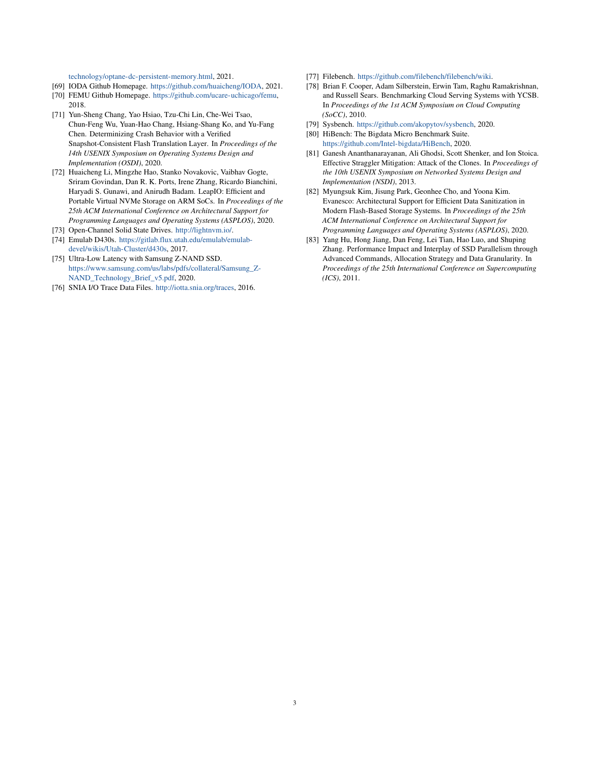technology/optane-dc-persistent-memory.html, 2021.

[69] IODA Github Homepage. https://github.com/huaicheng/IODA, 2021.

[70] FEMU Github Homepage. https://github.com/ucare-uchicago/femu, 2018.

[71] Yun-Sheng Chang, Yao Hsiao, Tzu-Chi Lin, Che-Wei Tsao, Chun-Feng Wu, Yuan-Hao Chang, Hsiang-Shang Ko, and Yu-Fang Chen. Determinizing Crash Behavior with a Verified Snapshot-Consistent Flash Translation Layer. In *Proceedings of the 14th USENIX Symposium on Operating Systems Design and Implementation (OSDI)*, 2020.

[72] Huaicheng Li, Mingzhe Hao, Stanko Novakovic, Vaibhav Gogte, Sriram Govindan, Dan R. K. Ports, Irene Zhang, Ricardo Bianchini, Haryadi S. Gunawi, and Anirudh Badam. LeapIO: Efficient and Portable Virtual NVMe Storage on ARM SoCs. In *Proceedings of the 25th ACM International Conference on Architectural Support for Programming Languages and Operating Systems (ASPLOS)*, 2020.

[73] Open-Channel Solid State Drives. http://lightnvm.io/.

[74] Emulab D430s. https://gitlab.flux.utah.edu/emulab/emulab-devel/wikis/Utah-Cluster/d430s, 2017.

[75] Ultra-Low Latency with Samsung Z-NAND SSD. https://www.samsung.com/us/labs/pdfs/collateral/Samsung_Z-NAND_Technology_Brief_v5.pdf, 2020.

[76] SNIA I/O Trace Data Files. http://iotta.snia.org/traces, 2016.

[77] Filebench. https://github.com/filebench/filebench/wiki.

[78] Brian F. Cooper, Adam Silberstein, Erwin Tam, Raghu Ramakrishnan, and Russell Sears. Benchmarking Cloud Serving Systems with YCSB. In *Proceedings of the 1st ACM Symposium on Cloud Computing (SoCC)*, 2010.

[79] Sysbench. https://github.com/akopytov/sysbench, 2020.

[80] HiBench: The Bigdata Micro Benchmark Suite. https://github.com/Intel-bigdata/HiBench, 2020.

[81] Ganesh Ananthanarayanan, Ali Ghodsi, Scott Shenker, and Ion Stoica. Effective Straggler Mitigation: Attack of the Clones. In *Proceedings of the 10th USENIX Symposium on Networked Systems Design and Implementation (NSDI)*, 2013.

[82] Myungsuk Kim, Jisung Park, Geonhee Cho, and Yoona Kim. Evanesco: Architectural Support for Efficient Data Sanitization in Modern Flash-Based Storage Systems. In *Proceedings of the 25th ACM International Conference on Architectural Support for Programming Languages and Operating Systems (ASPLOS)*, 2020.

[83] Yang Hu, Hong Jiang, Dan Feng, Lei Tian, Hao Luo, and Shuping Zhang. Performance Impact and Interplay of SSD Parallelism through Advanced Commands, Allocation Strategy and Data Granularity. In *Proceedings of the 25th International Conference on Supercomputing (ICS)*, 2011.